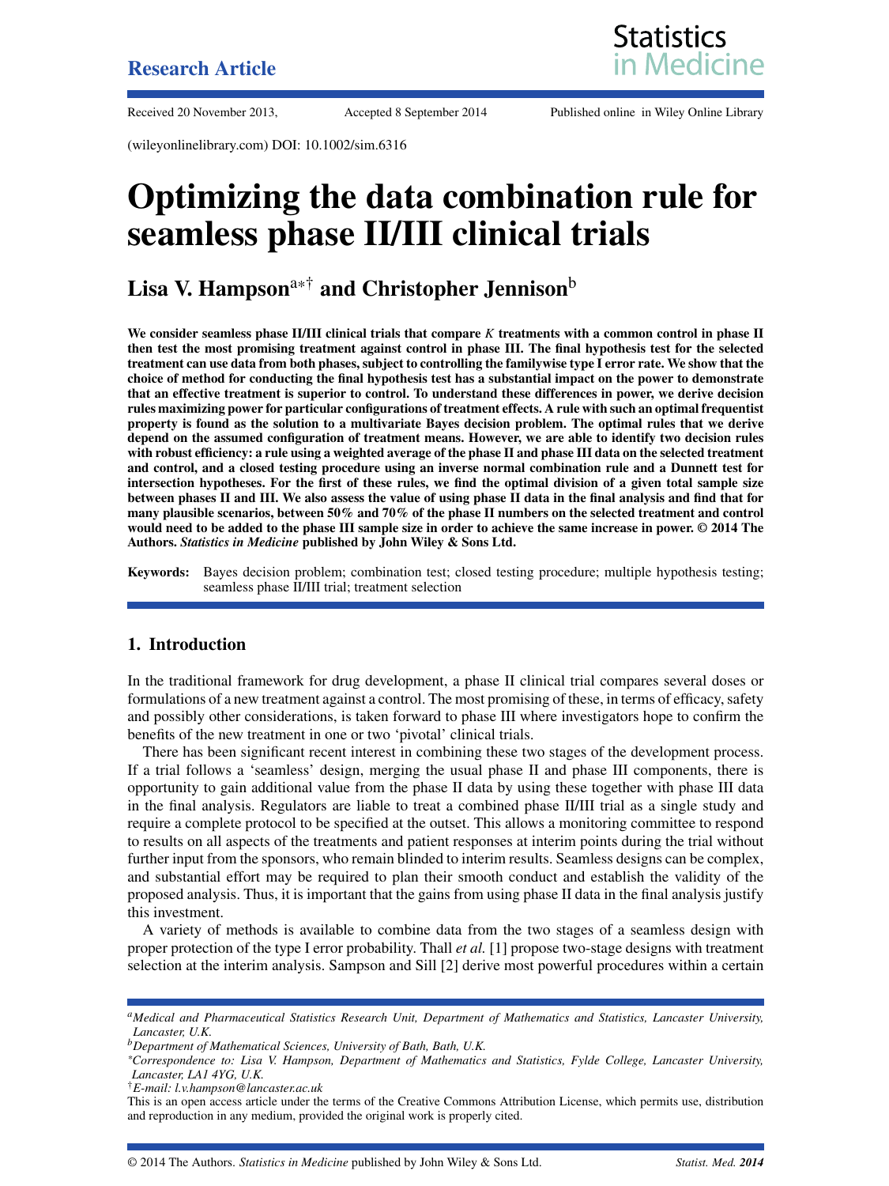Research Article

Received 20 November 2013, Accepted 8 September 2014 Published online in Wiley Online Library

(wileyonlinelibrary.com) DOI: 10.1002/sim.6316

# Optimizing the data combination rule for seamless phase II/III clinical trials

## Lisa V. Hampson[a*†] and Christopher Jennison[b]

**We consider seamless phase II/III clinical trials that compare *K* treatments with a common control in phase II then test the most promising treatment against control in phase III. The final hypothesis test for the selected treatment can use data from both phases, subject to controlling the familywise type I error rate. We show that the choice of method for conducting the final hypothesis test has a substantial impact on the power to demonstrate that an effective treatment is superior to control. To understand these differences in power, we derive decision rules maximizing power for particular configurations of treatment effects. A rule with such an optimal frequentist property is found as the solution to a multivariate Bayes decision problem. The optimal rules that we derive depend on the assumed configuration of treatment means. However, we are able to identify two decision rules with robust efficiency: a rule using a weighted average of the phase II and phase III data on the selected treatment and control, and a closed testing procedure using an inverse normal combination rule and a Dunnett test for intersection hypotheses. For the first of these rules, we find the optimal division of a given total sample size between phases II and III. We also assess the value of using phase II data in the final analysis and find that for many plausible scenarios, between 50% and 70% of the phase II numbers on the selected treatment and control would need to be added to the phase III sample size in order to achieve the same increase in power. © 2014 The Authors. *Statistics in Medicine* published by John Wiley & Sons Ltd.**

**Keywords:** Bayes decision problem; combination test; closed testing procedure; multiple hypothesis testing; seamless phase II/III trial; treatment selection

## 1. Introduction

In the traditional framework for drug development, a phase II clinical trial compares several doses or formulations of a new treatment against a control. The most promising of these, in terms of efficacy, safety and possibly other considerations, is taken forward to phase III where investigators hope to confirm the benefits of the new treatment in one or two 'pivotal' clinical trials.

There has been significant recent interest in combining these two stages of the development process. If a trial follows a 'seamless' design, merging the usual phase II and phase III components, there is opportunity to gain additional value from the phase II data by using these together with phase III data in the final analysis. Regulators are liable to treat a combined phase II/III trial as a single study and require a complete protocol to be specified at the outset. This allows a monitoring committee to respond to results on all aspects of the treatments and patient responses at interim points during the trial without further input from the sponsors, who remain blinded to interim results. Seamless designs can be complex, and substantial effort may be required to plan their smooth conduct and establish the validity of the proposed analysis. Thus, it is important that the gains from using phase II data in the final analysis justify this investment.

A variety of methods is available to combine data from the two stages of a seamless design with proper protection of the type I error probability. Thall *et al.* [1] propose two-stage designs with treatment selection at the interim analysis. Sampson and Sill [2] derive most powerful procedures within a certain

[a] *Medical and Pharmaceutical Statistics Research Unit, Department of Mathematics and Statistics, Lancaster University, Lancaster, U.K.*

[b] *Department of Mathematical Sciences, University of Bath, Bath, U.K.*

*\*Correspondence to: Lisa V. Hampson, Department of Mathematics and Statistics, Fylde College, Lancaster University, Lancaster, LA1 4YG, U.K.*

† *E-mail: l.v.hampson@lancaster.ac.uk*

This is an open access article under the terms of the Creative Commons Attribution License, which permits use, distribution and reproduction in any medium, provided the original work is properly cited.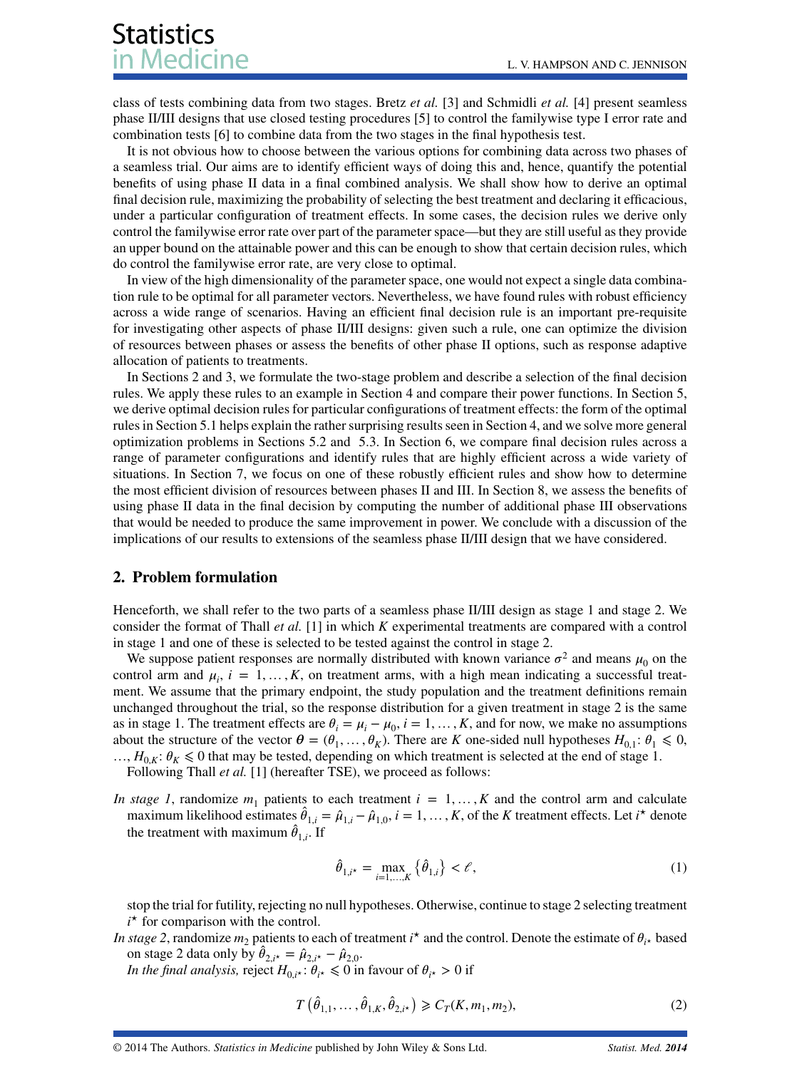class of tests combining data from two stages. Bretz *et al.* [3] and Schmidli *et al.* [4] present seamless phase II/III designs that use closed testing procedures [5] to control the familywise type I error rate and combination tests [6] to combine data from the two stages in the final hypothesis test.

It is not obvious how to choose between the various options for combining data across two phases of a seamless trial. Our aims are to identify efficient ways of doing this and, hence, quantify the potential benefits of using phase II data in a final combined analysis. We shall show how to derive an optimal final decision rule, maximizing the probability of selecting the best treatment and declaring it efficacious, under a particular configuration of treatment effects. In some cases, the decision rules we derive only control the familywise error rate over part of the parameter space—but they are still useful as they provide an upper bound on the attainable power and this can be enough to show that certain decision rules, which do control the familywise error rate, are very close to optimal.

In view of the high dimensionality of the parameter space, one would not expect a single data combination rule to be optimal for all parameter vectors. Nevertheless, we have found rules with robust efficiency across a wide range of scenarios. Having an efficient final decision rule is an important pre-requisite for investigating other aspects of phase II/III designs: given such a rule, one can optimize the division of resources between phases or assess the benefits of other phase II options, such as response adaptive allocation of patients to treatments.

In Sections 2 and 3, we formulate the two-stage problem and describe a selection of the final decision rules. We apply these rules to an example in Section 4 and compare their power functions. In Section 5, we derive optimal decision rules for particular configurations of treatment effects: the form of the optimal rules in Section 5.1 helps explain the rather surprising results seen in Section 4, and we solve more general optimization problems in Sections 5.2 and 5.3. In Section 6, we compare final decision rules across a range of parameter configurations and identify rules that are highly efficient across a wide variety of situations. In Section 7, we focus on one of these robustly efficient rules and show how to determine the most efficient division of resources between phases II and III. In Section 8, we assess the benefits of using phase II data in the final decision by computing the number of additional phase III observations that would be needed to produce the same improvement in power. We conclude with a discussion of the implications of our results to extensions of the seamless phase II/III design that we have considered.

## 2. Problem formulation

Henceforth, we shall refer to the two parts of a seamless phase II/III design as stage 1 and stage 2. We consider the format of Thall *et al.* [1] in which $K$ experimental treatments are compared with a control in stage 1 and one of these is selected to be tested against the control in stage 2.

We suppose patient responses are normally distributed with known variance $\sigma^2$ and means $\mu_0$ on the control arm and $\mu_i$, $i = 1, \ldots, K$, on treatment arms, with a high mean indicating a successful treatment. We assume that the primary endpoint, the study population and the treatment definitions remain unchanged throughout the trial, so the response distribution for a given treatment in stage 2 is the same as in stage 1. The treatment effects are $\theta_i = \mu_i - \mu_0$, $i = 1, \ldots, K$, and for now, we make no assumptions about the structure of the vector $\boldsymbol{\theta} = (\theta_1, \ldots, \theta_K)$. There are $K$ one-sided null hypotheses $H_{0,1}$: $\theta_1 \leqslant 0$, $\ldots$, $H_{0,K}$: $\theta_K \leqslant 0$ that may be tested, depending on which treatment is selected at the end of stage 1.

Following Thall *et al.* [1] (hereafter TSE), we proceed as follows:

*In stage 1*, randomize $m_1$ patients to each treatment $i = 1, \ldots, K$ and the control arm and calculate maximum likelihood estimates $\hat{\theta}_{1,i} = \hat{\mu}_{1,i} - \hat{\mu}_{1,0}$, $i = 1, \ldots, K$, of the $K$ treatment effects. Let $i^\star$ denote the treatment with maximum $\hat{\theta}_{1,i}$. If

$$\hat{\theta}_{1,i^\star} = \max_{i=1,\ldots,K} \left\{ \hat{\theta}_{1,i} \right\} < \ell, \tag{1}$$

stop the trial for futility, rejecting no null hypotheses. Otherwise, continue to stage 2 selecting treatment $i^\star$ for comparison with the control.

*In stage 2*, randomize $m_2$ patients to each of treatment $i^\star$ and the control. Denote the estimate of $\theta_{i^\star}$ based on stage 2 data only by $\hat{\theta}_{2,i^\star} = \hat{\mu}_{2,i^\star} - \hat{\mu}_{2,0}$.

*In the final analysis,* reject $H_{0,i^\star}$: $\theta_{i^\star} \leqslant 0$ in favour of $\theta_{i^\star} > 0$ if

$$T\left(\hat{\theta}_{1,1}, \ldots, \hat{\theta}_{1,K}, \hat{\theta}_{2,i^\star}\right) \geqslant C_T(K, m_1, m_2), \tag{2}$$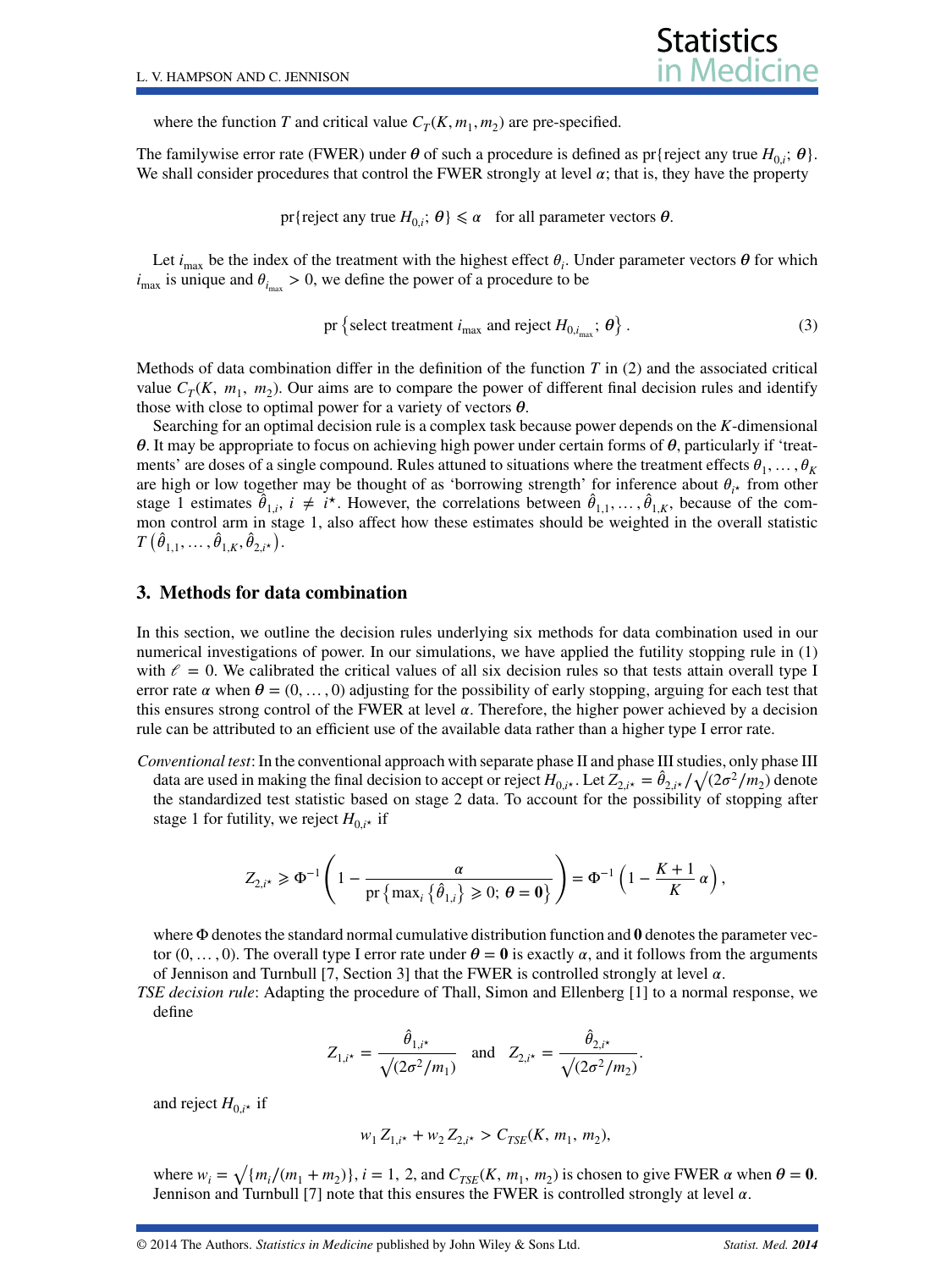where the function $T$ and critical value $C_T(K, m_1, m_2)$ are pre-specified.

The familywise error rate (FWER) under $\boldsymbol{\theta}$ of such a procedure is defined as pr{reject any true $H_{0,i}$; $\boldsymbol{\theta}$}. We shall consider procedures that control the FWER strongly at level $\alpha$; that is, they have the property

$$\text{pr}\{\text{reject any true } H_{0,i};\, \boldsymbol{\theta}\} \leqslant \alpha \quad \text{for all parameter vectors } \boldsymbol{\theta}.$$

Let $i_{\max}$ be the index of the treatment with the highest effect $\theta_i$. Under parameter vectors $\boldsymbol{\theta}$ for which $i_{\max}$ is unique and $\theta_{i_{\max}} > 0$, we define the power of a procedure to be

$$\text{pr}\left\{\text{select treatment } i_{\max} \text{ and reject } H_{0,i_{\max}};\, \boldsymbol{\theta}\right\}. \tag{3}$$

Methods of data combination differ in the definition of the function $T$ in (2) and the associated critical value $C_T(K,\ m_1,\ m_2)$. Our aims are to compare the power of different final decision rules and identify those with close to optimal power for a variety of vectors $\boldsymbol{\theta}$.

Searching for an optimal decision rule is a complex task because power depends on the $K$-dimensional $\boldsymbol{\theta}$. It may be appropriate to focus on achieving high power under certain forms of $\boldsymbol{\theta}$, particularly if 'treatments' are doses of a single compound. Rules attuned to situations where the treatment effects $\theta_1, \ldots, \theta_K$ are high or low together may be thought of as 'borrowing strength' for inference about $\theta_{i^\star}$ from other stage 1 estimates $\hat{\theta}_{1,i}$, $i \neq i^\star$. However, the correlations between $\hat{\theta}_{1,1}, \ldots, \hat{\theta}_{1,K}$, because of the common control arm in stage 1, also affect how these estimates should be weighted in the overall statistic $T\left(\hat{\theta}_{1,1}, \ldots, \hat{\theta}_{1,K}, \hat{\theta}_{2,i^\star}\right)$.

## 3. Methods for data combination

In this section, we outline the decision rules underlying six methods for data combination used in our numerical investigations of power. In our simulations, we have applied the futility stopping rule in (1) with $\ell = 0$. We calibrated the critical values of all six decision rules so that tests attain overall type I error rate $\alpha$ when $\boldsymbol{\theta} = (0, \ldots, 0)$ adjusting for the possibility of early stopping, arguing for each test that this ensures strong control of the FWER at level $\alpha$. Therefore, the higher power achieved by a decision rule can be attributed to an efficient use of the available data rather than a higher type I error rate.

*Conventional test*: In the conventional approach with separate phase II and phase III studies, only phase III data are used in making the final decision to accept or reject $H_{0,i^\star}$. Let $Z_{2,i^\star} = \hat{\theta}_{2,i^\star}/\sqrt{(2\sigma^2/m_2)}$ denote the standardized test statistic based on stage 2 data. To account for the possibility of stopping after stage 1 for futility, we reject $H_{0,i^\star}$ if

$$Z_{2,i^\star} \geqslant \Phi^{-1}\left(1 - \frac{\alpha}{\text{pr}\left\{\max_i\left\{\hat{\theta}_{1,i}\right\} \geqslant 0;\, \boldsymbol{\theta} = \mathbf{0}\right\}}\right) = \Phi^{-1}\left(1 - \frac{K+1}{K}\,\alpha\right),$$

where $\Phi$ denotes the standard normal cumulative distribution function and $\mathbf{0}$ denotes the parameter vector $(0, \ldots, 0)$. The overall type I error rate under $\boldsymbol{\theta} = \mathbf{0}$ is exactly $\alpha$, and it follows from the arguments of Jennison and Turnbull [7, Section 3] that the FWER is controlled strongly at level $\alpha$.

*TSE decision rule*: Adapting the procedure of Thall, Simon and Ellenberg [1] to a normal response, we define

$$Z_{1,i^\star} = \frac{\hat{\theta}_{1,i^\star}}{\sqrt{(2\sigma^2/m_1)}} \quad \text{and} \quad Z_{2,i^\star} = \frac{\hat{\theta}_{2,i^\star}}{\sqrt{(2\sigma^2/m_2)}}.$$

and reject $H_{0,i^\star}$ if

$$w_1\, Z_{1,i^\star} + w_2\, Z_{2,i^\star} > C_{TSE}(K,\ m_1,\ m_2),$$

where $w_i = \sqrt{\{m_i/(m_1+m_2)\}}$, $i = 1,\ 2$, and $C_{TSE}(K,\ m_1,\ m_2)$ is chosen to give FWER $\alpha$ when $\boldsymbol{\theta} = \mathbf{0}$. Jennison and Turnbull [7] note that this ensures the FWER is controlled strongly at level $\alpha$.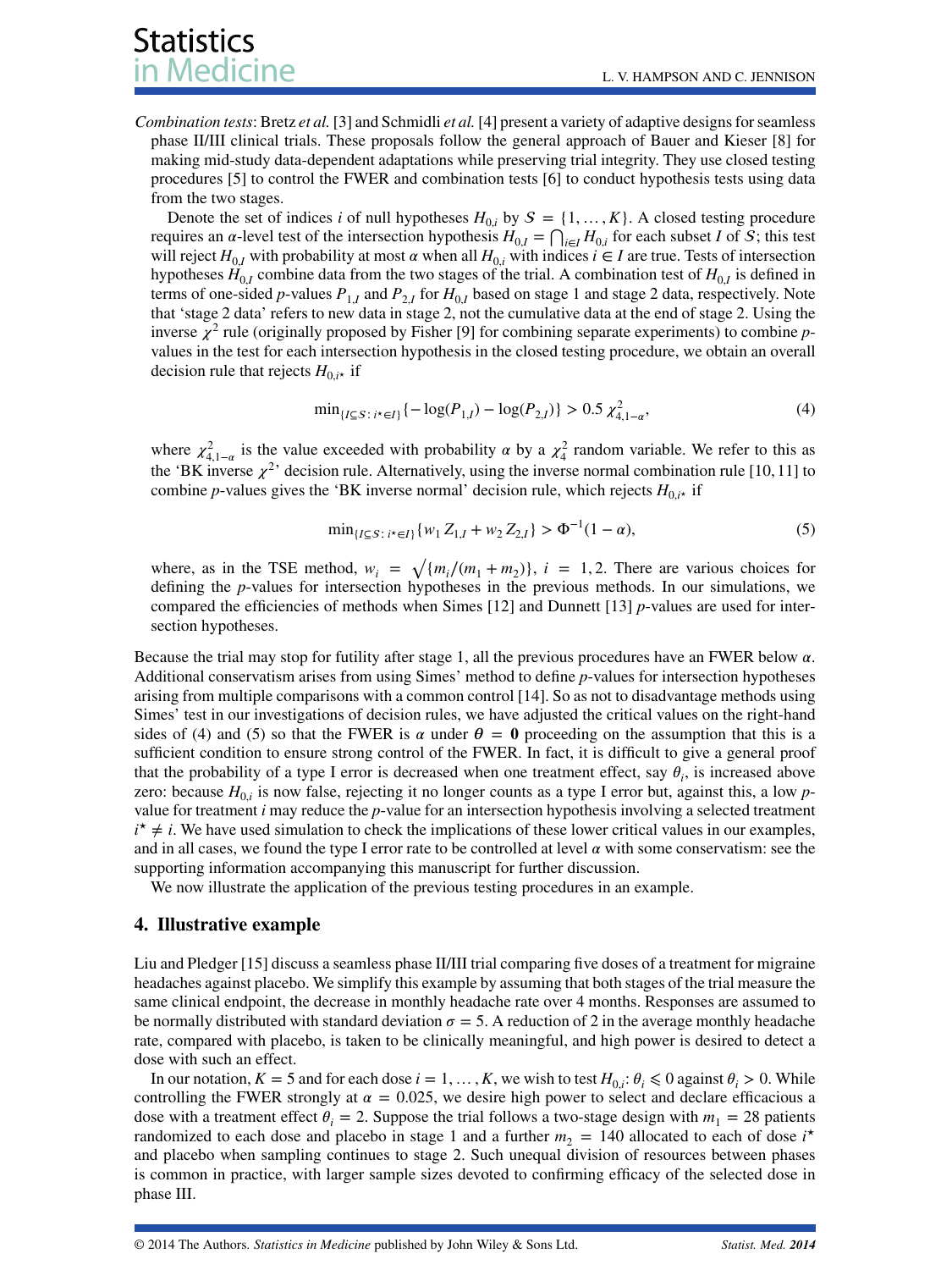*Combination tests*: Bretz *et al.* [3] and Schmidli *et al.* [4] present a variety of adaptive designs for seamless phase II/III clinical trials. These proposals follow the general approach of Bauer and Kieser [8] for making mid-study data-dependent adaptations while preserving trial integrity. They use closed testing procedures [5] to control the FWER and combination tests [6] to conduct hypothesis tests using data from the two stages.

Denote the set of indices $i$ of null hypotheses $H_{0,i}$ by $\mathcal{S} = \{1, \ldots, K\}$. A closed testing procedure requires an $\alpha$-level test of the intersection hypothesis $H_{0,I} = \bigcap_{i \in I} H_{0,i}$ for each subset $I$ of $\mathcal{S}$; this test will reject $H_{0,I}$ with probability at most $\alpha$ when all $H_{0,i}$ with indices $i \in I$ are true. Tests of intersection hypotheses $H_{0,I}$ combine data from the two stages of the trial. A combination test of $H_{0,I}$ is defined in terms of one-sided $p$-values $P_{1,I}$ and $P_{2,I}$ for $H_{0,I}$ based on stage 1 and stage 2 data, respectively. Note that 'stage 2 data' refers to new data in stage 2, not the cumulative data at the end of stage 2. Using the inverse $\chi^2$ rule (originally proposed by Fisher [9] for combining separate experiments) to combine $p$-values in the test for each intersection hypothesis in the closed testing procedure, we obtain an overall decision rule that rejects $H_{0,i^\star}$ if

$$\min_{\{I \subseteq \mathcal{S}:\, i^\star \in I\}} \{-\log(P_{1,I}) - \log(P_{2,I})\} > 0.5\, \chi^2_{4,1-\alpha}, \tag{4}$$

where $\chi^2_{4,1-\alpha}$ is the value exceeded with probability $\alpha$ by a $\chi^2_4$ random variable. We refer to this as the 'BK inverse $\chi^2$' decision rule. Alternatively, using the inverse normal combination rule [10, 11] to combine $p$-values gives the 'BK inverse normal' decision rule, which rejects $H_{0,i^\star}$ if

$$\min_{\{I \subseteq \mathcal{S}:\, i^\star \in I\}} \{w_1 Z_{1,I} + w_2 Z_{2,I}\} > \Phi^{-1}(1-\alpha), \tag{5}$$

where, as in the TSE method, $w_i = \sqrt{\{m_i/(m_1+m_2)\}}$, $i = 1, 2$. There are various choices for defining the $p$-values for intersection hypotheses in the previous methods. In our simulations, we compared the efficiencies of methods when Simes [12] and Dunnett [13] $p$-values are used for intersection hypotheses.

Because the trial may stop for futility after stage 1, all the previous procedures have an FWER below $\alpha$. Additional conservatism arises from using Simes' method to define $p$-values for intersection hypotheses arising from multiple comparisons with a common control [14]. So as not to disadvantage methods using Simes' test in our investigations of decision rules, we have adjusted the critical values on the right-hand sides of (4) and (5) so that the FWER is $\alpha$ under $\boldsymbol{\theta} = \mathbf{0}$ proceeding on the assumption that this is a sufficient condition to ensure strong control of the FWER. In fact, it is difficult to give a general proof that the probability of a type I error is decreased when one treatment effect, say $\theta_i$, is increased above zero: because $H_{0,i}$ is now false, rejecting it no longer counts as a type I error but, against this, a low $p$-value for treatment $i$ may reduce the $p$-value for an intersection hypothesis involving a selected treatment $i^\star \neq i$. We have used simulation to check the implications of these lower critical values in our examples, and in all cases, we found the type I error rate to be controlled at level $\alpha$ with some conservatism: see the supporting information accompanying this manuscript for further discussion.

We now illustrate the application of the previous testing procedures in an example.

## 4. Illustrative example

Liu and Pledger [15] discuss a seamless phase II/III trial comparing five doses of a treatment for migraine headaches against placebo. We simplify this example by assuming that both stages of the trial measure the same clinical endpoint, the decrease in monthly headache rate over 4 months. Responses are assumed to be normally distributed with standard deviation $\sigma = 5$. A reduction of 2 in the average monthly headache rate, compared with placebo, is taken to be clinically meaningful, and high power is desired to detect a dose with such an effect.

In our notation, $K = 5$ and for each dose $i = 1, \ldots, K$, we wish to test $H_{0,i}$: $\theta_i \leqslant 0$ against $\theta_i > 0$. While controlling the FWER strongly at $\alpha = 0.025$, we desire high power to select and declare efficacious a dose with a treatment effect $\theta_i = 2$. Suppose the trial follows a two-stage design with $m_1 = 28$ patients randomized to each dose and placebo in stage 1 and a further $m_2 = 140$ allocated to each of dose $i^\star$ and placebo when sampling continues to stage 2. Such unequal division of resources between phases is common in practice, with larger sample sizes devoted to confirming efficacy of the selected dose in phase III.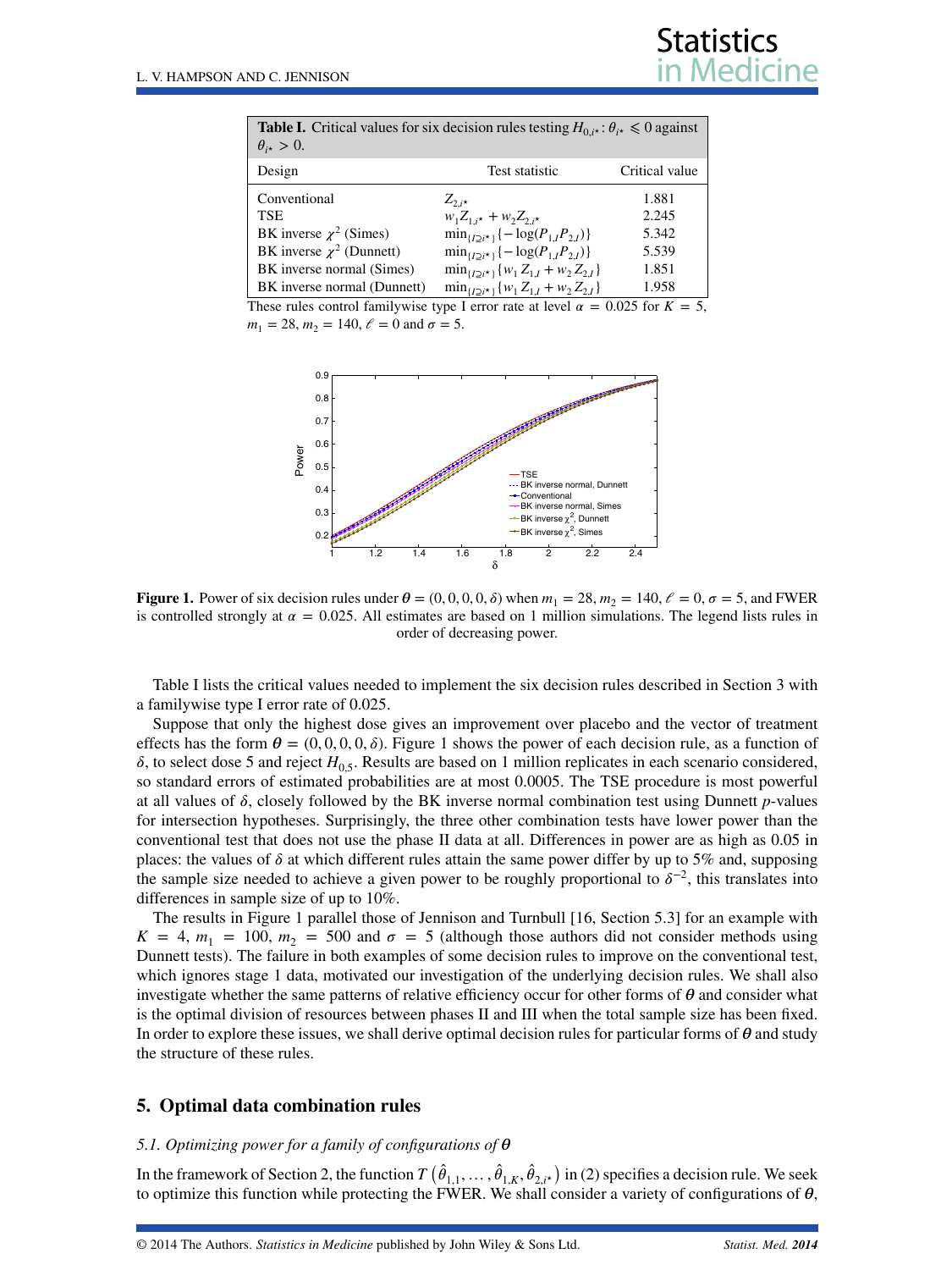**Table I.** Critical values for six decision rules testing $H_{0,i^\star}: \theta_{i^\star} \leqslant 0$ against $\theta_{i^\star} > 0$.

| Design | Test statistic | Critical value |
|---|---|---|
| Conventional | $Z_{2,i^\star}$ | 1.881 |
| TSE | $w_1 Z_{1,i^\star} + w_2 Z_{2,i^\star}$ | 2.245 |
| BK inverse $\chi^2$ (Simes) | $\min_{\{I \ni i^\star\}}\{-\log(P_{1,I} P_{2,I})\}$ | 5.342 |
| BK inverse $\chi^2$ (Dunnett) | $\min_{\{I \ni i^\star\}}\{-\log(P_{1,I} P_{2,I})\}$ | 5.539 |
| BK inverse normal (Simes) | $\min_{\{I \ni i^\star\}}\{w_1 Z_{1,I} + w_2 Z_{2,I}\}$ | 1.851 |
| BK inverse normal (Dunnett) | $\min_{\{I \ni i^\star\}}\{w_1 Z_{1,I} + w_2 Z_{2,I}\}$ | 1.958 |

These rules control familywise type I error rate at level $\alpha = 0.025$ for $K = 5$, $m_1 = 28$, $m_2 = 140$, $\ell = 0$ and $\sigma = 5$.

**Figure 1.** Power of six decision rules under $\boldsymbol{\theta} = (0, 0, 0, 0, \delta)$ when $m_1 = 28$, $m_2 = 140$, $\ell = 0$, $\sigma = 5$, and FWER is controlled strongly at $\alpha = 0.025$. All estimates are based on 1 million simulations. The legend lists rules in order of decreasing power.

Table I lists the critical values needed to implement the six decision rules described in Section 3 with a familywise type I error rate of 0.025.

Suppose that only the highest dose gives an improvement over placebo and the vector of treatment effects has the form $\boldsymbol{\theta} = (0, 0, 0, 0, \delta)$. Figure 1 shows the power of each decision rule, as a function of $\delta$, to select dose 5 and reject $H_{0,5}$. Results are based on 1 million replicates in each scenario considered, so standard errors of estimated probabilities are at most 0.0005. The TSE procedure is most powerful at all values of $\delta$, closely followed by the BK inverse normal combination test using Dunnett $p$-values for intersection hypotheses. Surprisingly, the three other combination tests have lower power than the conventional test that does not use the phase II data at all. Differences in power are as high as 0.05 in places: the values of $\delta$ at which different rules attain the same power differ by up to 5% and, supposing the sample size needed to achieve a given power to be roughly proportional to $\delta^{-2}$, this translates into differences in sample size of up to 10%.

The results in Figure 1 parallel those of Jennison and Turnbull [16, Section 5.3] for an example with $K = 4$, $m_1 = 100$, $m_2 = 500$ and $\sigma = 5$ (although those authors did not consider methods using Dunnett tests). The failure in both examples of some decision rules to improve on the conventional test, which ignores stage 1 data, motivated our investigation of the underlying decision rules. We shall also investigate whether the same patterns of relative efficiency occur for other forms of $\boldsymbol{\theta}$ and consider what is the optimal division of resources between phases II and III when the total sample size has been fixed. In order to explore these issues, we shall derive optimal decision rules for particular forms of $\boldsymbol{\theta}$ and study the structure of these rules.

## 5. Optimal data combination rules

### *5.1. Optimizing power for a family of configurations of $\boldsymbol{\theta}$*

In the framework of Section 2, the function $T\left(\hat{\theta}_{1,1}, \ldots, \hat{\theta}_{1,K}, \hat{\theta}_{2,i^\star}\right)$ in (2) specifies a decision rule. We seek to optimize this function while protecting the FWER. We shall consider a variety of configurations of $\boldsymbol{\theta}$,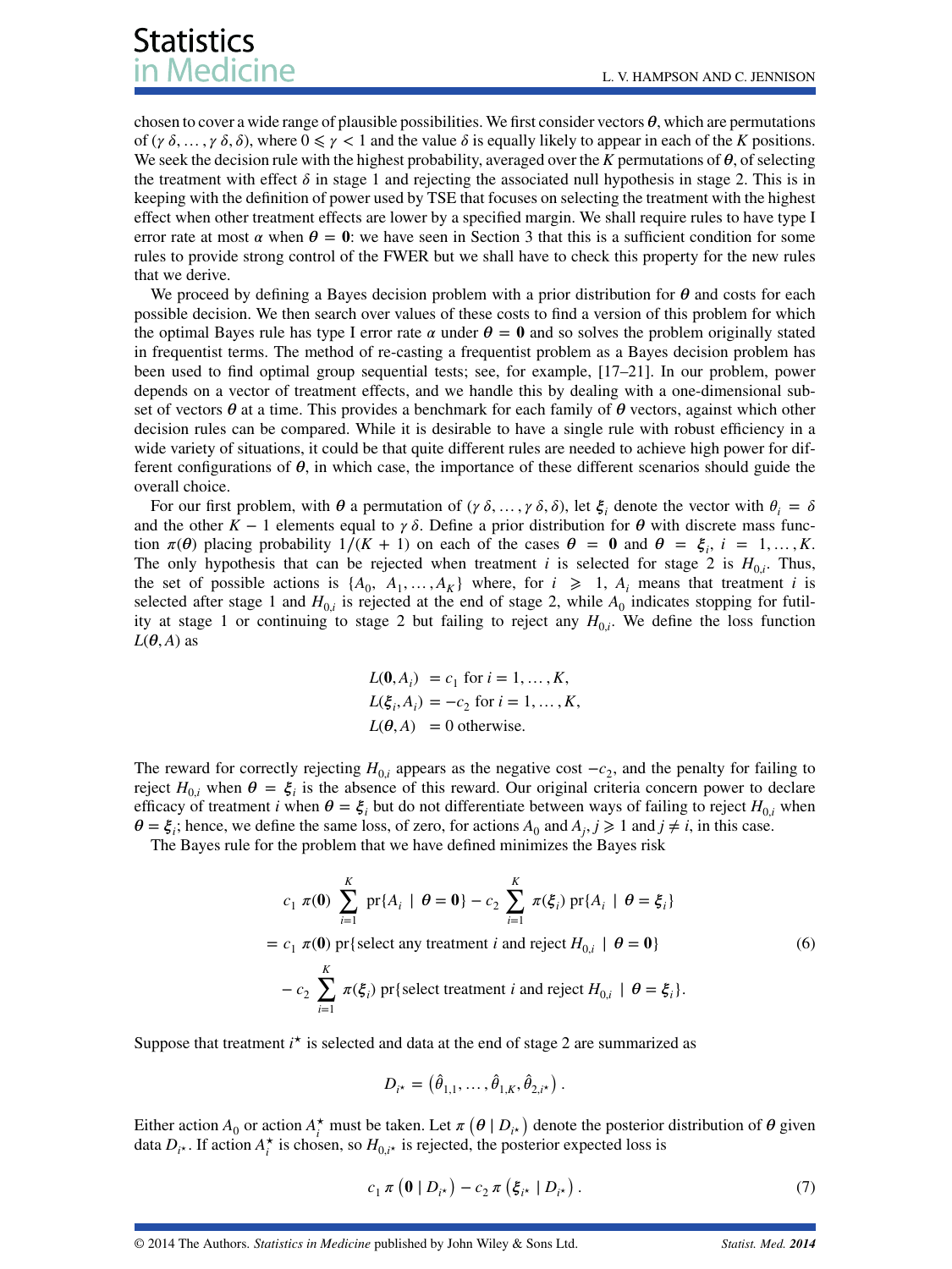chosen to cover a wide range of plausible possibilities. We first consider vectors $\boldsymbol{\theta}$, which are permutations of $(\gamma\,\delta, \ldots, \gamma\,\delta, \delta)$, where $0 \leqslant \gamma < 1$ and the value $\delta$ is equally likely to appear in each of the $K$ positions. We seek the decision rule with the highest probability, averaged over the $K$ permutations of $\boldsymbol{\theta}$, of selecting the treatment with effect $\delta$ in stage 1 and rejecting the associated null hypothesis in stage 2. This is in keeping with the definition of power used by TSE that focuses on selecting the treatment with the highest effect when other treatment effects are lower by a specified margin. We shall require rules to have type I error rate at most $\alpha$ when $\boldsymbol{\theta} = \mathbf{0}$: we have seen in Section 3 that this is a sufficient condition for some rules to provide strong control of the FWER but we shall have to check this property for the new rules that we derive.

We proceed by defining a Bayes decision problem with a prior distribution for $\boldsymbol{\theta}$ and costs for each possible decision. We then search over values of these costs to find a version of this problem for which the optimal Bayes rule has type I error rate $\alpha$ under $\boldsymbol{\theta} = \mathbf{0}$ and so solves the problem originally stated in frequentist terms. The method of re-casting a frequentist problem as a Bayes decision problem has been used to find optimal group sequential tests; see, for example, [17–21]. In our problem, power depends on a vector of treatment effects, and we handle this by dealing with a one-dimensional subset of vectors $\boldsymbol{\theta}$ at a time. This provides a benchmark for each family of $\boldsymbol{\theta}$ vectors, against which other decision rules can be compared. While it is desirable to have a single rule with robust efficiency in a wide variety of situations, it could be that quite different rules are needed to achieve high power for different configurations of $\boldsymbol{\theta}$, in which case, the importance of these different scenarios should guide the overall choice.

For our first problem, with $\boldsymbol{\theta}$ a permutation of $(\gamma\,\delta, \ldots, \gamma\,\delta, \delta)$, let $\boldsymbol{\xi}_i$ denote the vector with $\theta_i = \delta$ and the other $K-1$ elements equal to $\gamma\,\delta$. Define a prior distribution for $\boldsymbol{\theta}$ with discrete mass function $\pi(\boldsymbol{\theta})$ placing probability $1/(K+1)$ on each of the cases $\boldsymbol{\theta} = \mathbf{0}$ and $\boldsymbol{\theta} = \boldsymbol{\xi}_i$, $i = 1, \ldots, K$. The only hypothesis that can be rejected when treatment $i$ is selected for stage 2 is $H_{0,i}$. Thus, the set of possible actions is $\{A_0, A_1, \ldots, A_K\}$ where, for $i \geqslant 1$, $A_i$ means that treatment $i$ is selected after stage 1 and $H_{0,i}$ is rejected at the end of stage 2, while $A_0$ indicates stopping for futility at stage 1 or continuing to stage 2 but failing to reject any $H_{0,i}$. We define the loss function $L(\boldsymbol{\theta}, A)$ as

$$
\begin{aligned}
L(\mathbf{0}, A_i) &= c_1 \text{ for } i = 1, \ldots, K, \\
L(\boldsymbol{\xi}_i, A_i) &= -c_2 \text{ for } i = 1, \ldots, K, \\
L(\boldsymbol{\theta}, A) &= 0 \text{ otherwise.}
\end{aligned}
$$

The reward for correctly rejecting $H_{0,i}$ appears as the negative cost $-c_2$, and the penalty for failing to reject $H_{0,i}$ when $\boldsymbol{\theta} = \boldsymbol{\xi}_i$ is the absence of this reward. Our original criteria concern power to declare efficacy of treatment $i$ when $\boldsymbol{\theta} = \boldsymbol{\xi}_i$ but do not differentiate between ways of failing to reject $H_{0,i}$ when $\boldsymbol{\theta} = \boldsymbol{\xi}_i$; hence, we define the same loss, of zero, for actions $A_0$ and $A_j, j \geqslant 1$ and $j \neq i$, in this case.

The Bayes rule for the problem that we have defined minimizes the Bayes risk

$$
\begin{aligned}
& c_1\, \pi(\mathbf{0}) \sum_{i=1}^{K} \text{pr}\{A_i \mid \boldsymbol{\theta} = \mathbf{0}\} - c_2 \sum_{i=1}^{K} \pi(\boldsymbol{\xi}_i)\, \text{pr}\{A_i \mid \boldsymbol{\theta} = \boldsymbol{\xi}_i\} \\
&= c_1\, \pi(\mathbf{0})\, \text{pr}\{\text{select any treatment } i \text{ and reject } H_{0,i} \mid \boldsymbol{\theta} = \mathbf{0}\} \\
&\quad - c_2 \sum_{i=1}^{K} \pi(\boldsymbol{\xi}_i)\, \text{pr}\{\text{select treatment } i \text{ and reject } H_{0,i} \mid \boldsymbol{\theta} = \boldsymbol{\xi}_i\}.
\end{aligned}
\tag{6}
$$

Suppose that treatment $i^\star$ is selected and data at the end of stage 2 are summarized as

$$
D_{i^\star} = \left(\hat{\theta}_{1,1}, \ldots, \hat{\theta}_{1,K}, \hat{\theta}_{2,i^\star}\right).
$$

Either action $A_0$ or action $A_i^\star$ must be taken. Let $\pi\left(\boldsymbol{\theta} \mid D_{i^\star}\right)$ denote the posterior distribution of $\boldsymbol{\theta}$ given data $D_{i^\star}$. If action $A_i^\star$ is chosen, so $H_{0,i^\star}$ is rejected, the posterior expected loss is

$$
c_1\, \pi\left(\mathbf{0} \mid D_{i^\star}\right) - c_2\, \pi\left(\boldsymbol{\xi}_{i^\star} \mid D_{i^\star}\right). \tag{7}
$$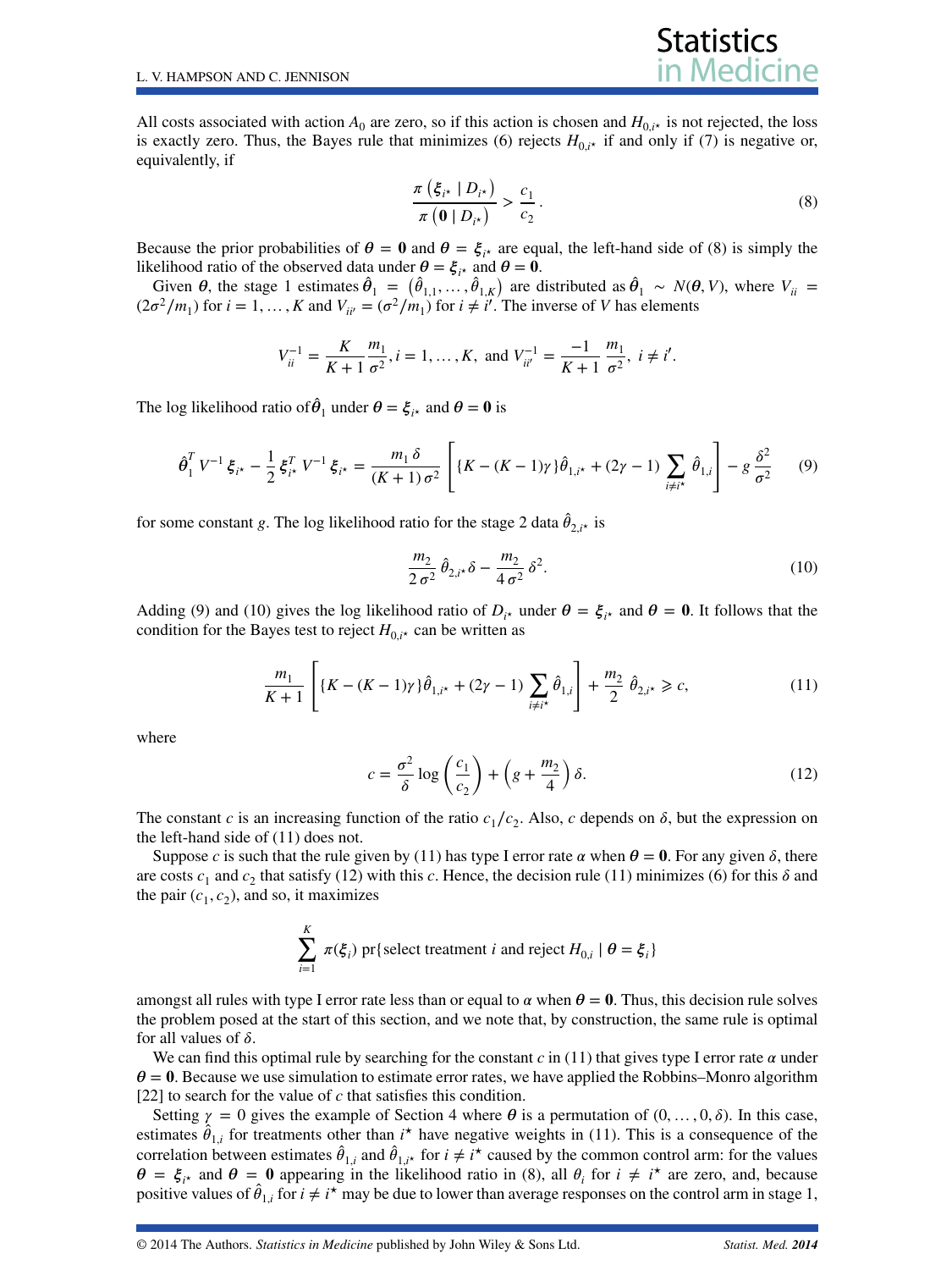All costs associated with action $A_0$ are zero, so if this action is chosen and $H_{0,i^\star}$ is not rejected, the loss is exactly zero. Thus, the Bayes rule that minimizes (6) rejects $H_{0,i^\star}$ if and only if (7) is negative or, equivalently, if

$$\frac{\pi\left(\boldsymbol{\xi}_{i^\star} \mid D_{i^\star}\right)}{\pi\left(\mathbf{0} \mid D_{i^\star}\right)} > \frac{c_1}{c_2}. \tag{8}$$

Because the prior probabilities of $\boldsymbol{\theta} = \mathbf{0}$ and $\boldsymbol{\theta} = \boldsymbol{\xi}_{i^\star}$ are equal, the left-hand side of (8) is simply the likelihood ratio of the observed data under $\boldsymbol{\theta} = \boldsymbol{\xi}_{i^\star}$ and $\boldsymbol{\theta} = \mathbf{0}$.

Given $\boldsymbol{\theta}$, the stage 1 estimates $\hat{\boldsymbol{\theta}}_1 = \left(\hat{\theta}_{1,1}, \ldots, \hat{\theta}_{1,K}\right)$ are distributed as $\hat{\boldsymbol{\theta}}_1 \sim N(\boldsymbol{\theta}, V)$, where $V_{ii} = (2\sigma^2/m_1)$ for $i = 1, \ldots, K$ and $V_{ii'} = (\sigma^2/m_1)$ for $i \neq i'$. The inverse of $V$ has elements

$$V^{-1}_{ii} = \frac{K}{K+1}\frac{m_1}{\sigma^2}, i = 1, \ldots, K, \text{ and } V^{-1}_{ii'} = \frac{-1}{K+1}\frac{m_1}{\sigma^2},\ i \neq i'.$$

The log likelihood ratio of $\hat{\boldsymbol{\theta}}_1$ under $\boldsymbol{\theta} = \boldsymbol{\xi}_{i^\star}$ and $\boldsymbol{\theta} = \mathbf{0}$ is

$$\hat{\boldsymbol{\theta}}_1^T V^{-1} \boldsymbol{\xi}_{i^\star} - \frac{1}{2}\boldsymbol{\xi}_{i^\star}^T V^{-1} \boldsymbol{\xi}_{i^\star} = \frac{m_1\,\delta}{(K+1)\,\sigma^2}\left[\{K - (K-1)\gamma\}\hat{\theta}_{1,i^\star} + (2\gamma - 1)\sum_{i \neq i^\star}\hat{\theta}_{1,i}\right] - g\,\frac{\delta^2}{\sigma^2} \tag{9}$$

for some constant $g$. The log likelihood ratio for the stage 2 data $\hat{\theta}_{2,i^\star}$ is

$$\frac{m_2}{2\,\sigma^2}\,\hat{\theta}_{2,i^\star}\,\delta - \frac{m_2}{4\,\sigma^2}\,\delta^2. \tag{10}$$

Adding (9) and (10) gives the log likelihood ratio of $D_{i^\star}$ under $\boldsymbol{\theta} = \boldsymbol{\xi}_{i^\star}$ and $\boldsymbol{\theta} = \mathbf{0}$. It follows that the condition for the Bayes test to reject $H_{0,i^\star}$ can be written as

$$\frac{m_1}{K+1}\left[\{K - (K-1)\gamma\}\hat{\theta}_{1,i^\star} + (2\gamma - 1)\sum_{i \neq i^\star}\hat{\theta}_{1,i}\right] + \frac{m_2}{2}\,\hat{\theta}_{2,i^\star} \geqslant c, \tag{11}$$

where

$$c = \frac{\sigma^2}{\delta}\log\left(\frac{c_1}{c_2}\right) + \left(g + \frac{m_2}{4}\right)\delta. \tag{12}$$

The constant $c$ is an increasing function of the ratio $c_1/c_2$. Also, $c$ depends on $\delta$, but the expression on the left-hand side of (11) does not.

Suppose $c$ is such that the rule given by (11) has type I error rate $\alpha$ when $\boldsymbol{\theta} = \mathbf{0}$. For any given $\delta$, there are costs $c_1$ and $c_2$ that satisfy (12) with this $c$. Hence, the decision rule (11) minimizes (6) for this $\delta$ and the pair $(c_1, c_2)$, and so, it maximizes

$$\sum_{i=1}^{K} \pi(\boldsymbol{\xi}_i)\ \text{pr}\{\text{select treatment } i \text{ and reject } H_{0,i} \mid \boldsymbol{\theta} = \boldsymbol{\xi}_i\}$$

amongst all rules with type I error rate less than or equal to $\alpha$ when $\boldsymbol{\theta} = \mathbf{0}$. Thus, this decision rule solves the problem posed at the start of this section, and we note that, by construction, the same rule is optimal for all values of $\delta$.

We can find this optimal rule by searching for the constant $c$ in (11) that gives type I error rate $\alpha$ under $\boldsymbol{\theta} = \mathbf{0}$. Because we use simulation to estimate error rates, we have applied the Robbins–Monro algorithm [22] to search for the value of $c$ that satisfies this condition.

Setting $\gamma = 0$ gives the example of Section 4 where $\boldsymbol{\theta}$ is a permutation of $(0, \ldots, 0, \delta)$. In this case, estimates $\hat{\theta}_{1,i}$ for treatments other than $i^\star$ have negative weights in (11). This is a consequence of the correlation between estimates $\hat{\theta}_{1,i}$ and $\hat{\theta}_{1,i^\star}$ for $i \neq i^\star$ caused by the common control arm: for the values $\boldsymbol{\theta} = \boldsymbol{\xi}_{i^\star}$ and $\boldsymbol{\theta} = \mathbf{0}$ appearing in the likelihood ratio in (8), all $\theta_i$ for $i \neq i^\star$ are zero, and, because positive values of $\hat{\theta}_{1,i}$ for $i \neq i^\star$ may be due to lower than average responses on the control arm in stage 1,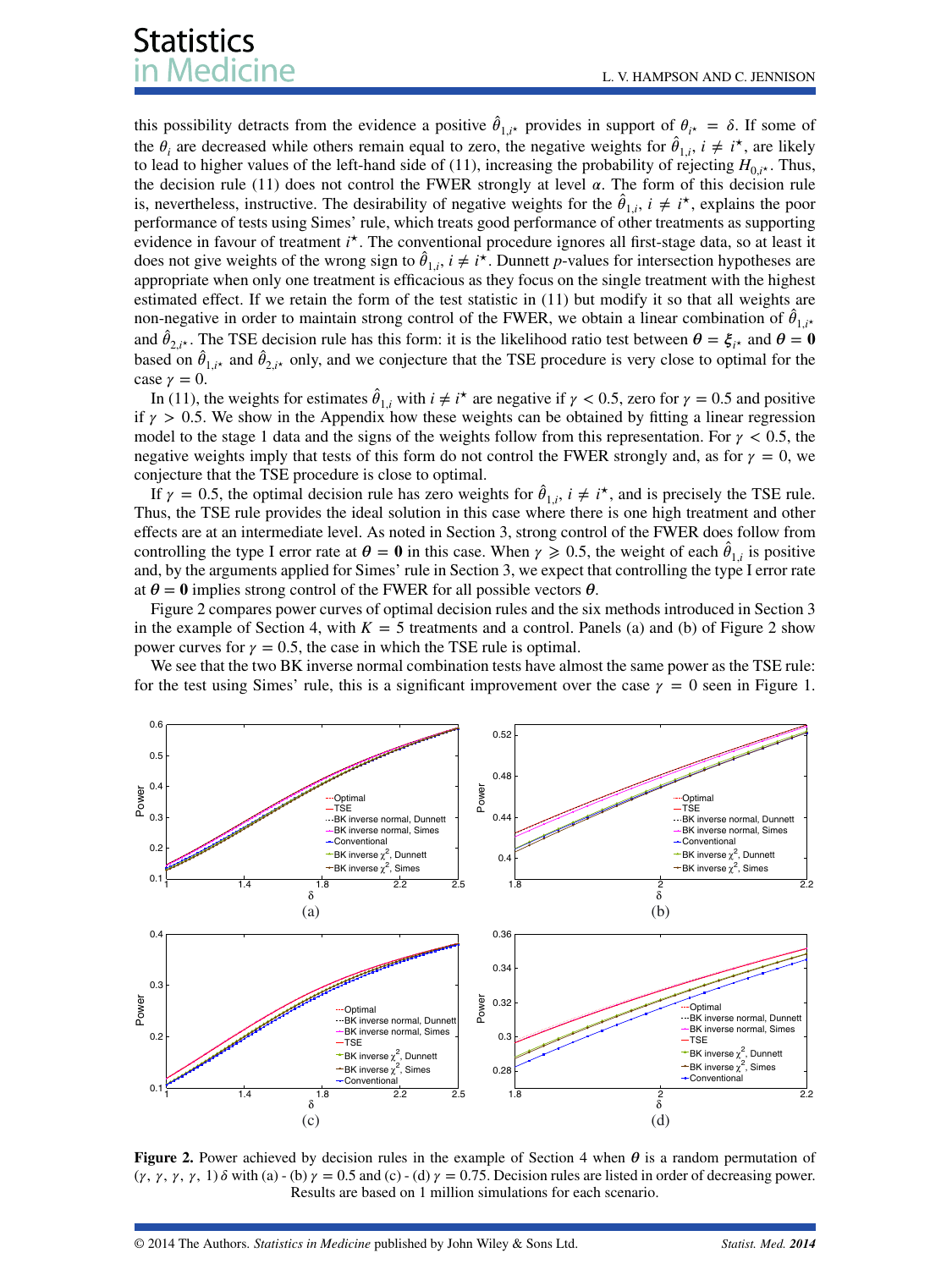this possibility detracts from the evidence a positive $\hat{\theta}_{1,i^\star}$ provides in support of $\theta_{i^\star} = \delta$. If some of the $\theta_i$ are decreased while others remain equal to zero, the negative weights for $\hat{\theta}_{1,i}$, $i \neq i^\star$, are likely to lead to higher values of the left-hand side of (11), increasing the probability of rejecting $H_{0,i^\star}$. Thus, the decision rule (11) does not control the FWER strongly at level $\alpha$. The form of this decision rule is, nevertheless, instructive. The desirability of negative weights for the $\hat{\theta}_{1,i}$, $i \neq i^\star$, explains the poor performance of tests using Simes' rule, which treats good performance of other treatments as supporting evidence in favour of treatment $i^\star$. The conventional procedure ignores all first-stage data, so at least it does not give weights of the wrong sign to $\hat{\theta}_{1,i}$, $i \neq i^\star$. Dunnett $p$-values for intersection hypotheses are appropriate when only one treatment is efficacious as they focus on the single treatment with the highest estimated effect. If we retain the form of the test statistic in (11) but modify it so that all weights are non-negative in order to maintain strong control of the FWER, we obtain a linear combination of $\hat{\theta}_{1,i^\star}$ and $\hat{\theta}_{2,i^\star}$. The TSE decision rule has this form: it is the likelihood ratio test between $\boldsymbol{\theta} = \boldsymbol{\xi}_{i^\star}$ and $\boldsymbol{\theta} = \mathbf{0}$ based on $\hat{\theta}_{1,i^\star}$ and $\hat{\theta}_{2,i^\star}$ only, and we conjecture that the TSE procedure is very close to optimal for the case $\gamma = 0$.

In (11), the weights for estimates $\hat{\theta}_{1,i}$ with $i \neq i^\star$ are negative if $\gamma < 0.5$, zero for $\gamma = 0.5$ and positive if $\gamma > 0.5$. We show in the Appendix how these weights can be obtained by fitting a linear regression model to the stage 1 data and the signs of the weights follow from this representation. For $\gamma < 0.5$, the negative weights imply that tests of this form do not control the FWER strongly and, as for $\gamma = 0$, we conjecture that the TSE procedure is close to optimal.

If $\gamma = 0.5$, the optimal decision rule has zero weights for $\hat{\theta}_{1,i}$, $i \neq i^\star$, and is precisely the TSE rule. Thus, the TSE rule provides the ideal solution in this case where there is one high treatment and other effects are at an intermediate level. As noted in Section 3, strong control of the FWER does follow from controlling the type I error rate at $\boldsymbol{\theta} = \mathbf{0}$ in this case. When $\gamma \geqslant 0.5$, the weight of each $\hat{\theta}_{1,i}$ is positive and, by the arguments applied for Simes' rule in Section 3, we expect that controlling the type I error rate at $\boldsymbol{\theta} = \mathbf{0}$ implies strong control of the FWER for all possible vectors $\boldsymbol{\theta}$.

Figure 2 compares power curves of optimal decision rules and the six methods introduced in Section 3 in the example of Section 4, with $K = 5$ treatments and a control. Panels (a) and (b) of Figure 2 show power curves for $\gamma = 0.5$, the case in which the TSE rule is optimal.

We see that the two BK inverse normal combination tests have almost the same power as the TSE rule: for the test using Simes' rule, this is a significant improvement over the case $\gamma = 0$ seen in Figure 1.

**Figure 2.** Power achieved by decision rules in the example of Section 4 when $\boldsymbol{\theta}$ is a random permutation of $(\gamma, \gamma, \gamma, \gamma, 1)\,\delta$ with (a) - (b) $\gamma = 0.5$ and (c) - (d) $\gamma = 0.75$. Decision rules are listed in order of decreasing power. Results are based on 1 million simulations for each scenario.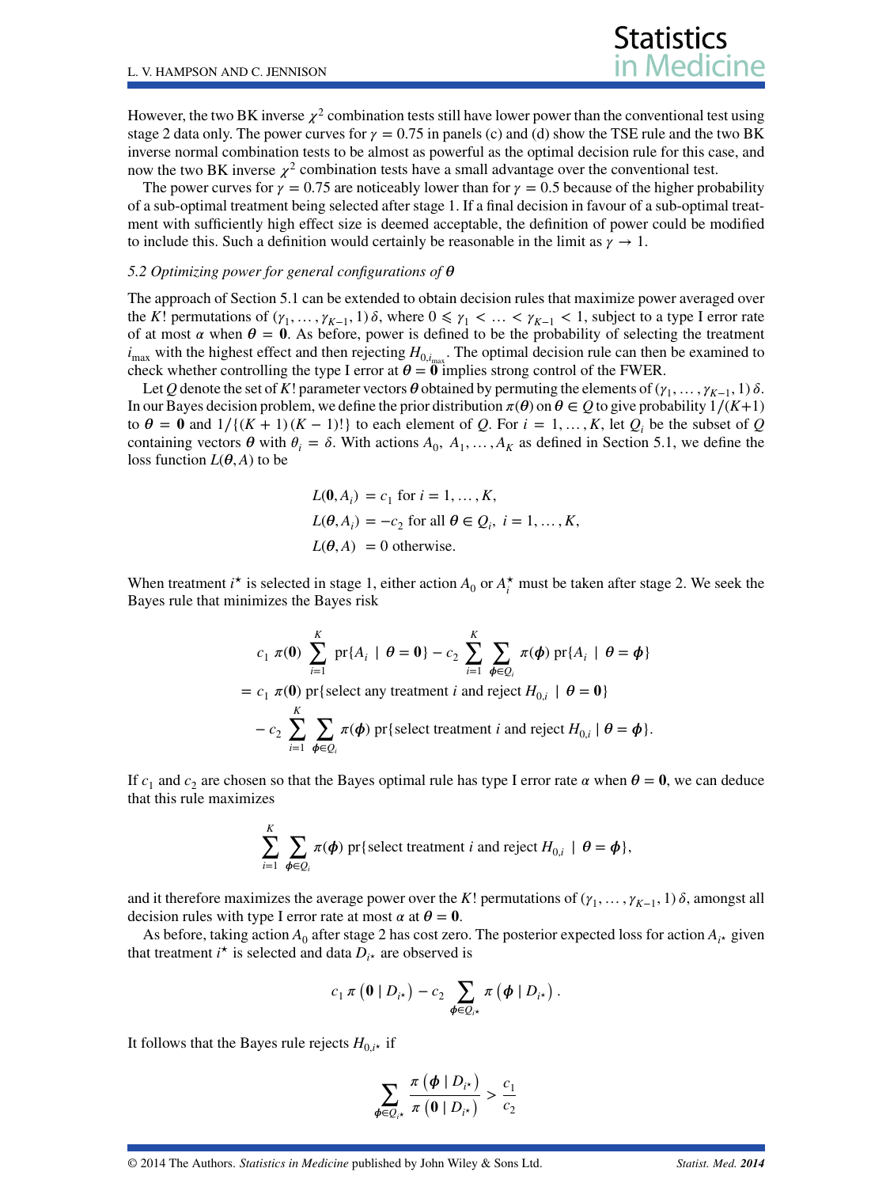However, the two BK inverse $\chi^2$ combination tests still have lower power than the conventional test using stage 2 data only. The power curves for $\gamma = 0.75$ in panels (c) and (d) show the TSE rule and the two BK inverse normal combination tests to be almost as powerful as the optimal decision rule for this case, and now the two BK inverse $\chi^2$ combination tests have a small advantage over the conventional test.

The power curves for $\gamma = 0.75$ are noticeably lower than for $\gamma = 0.5$ because of the higher probability of a sub-optimal treatment being selected after stage 1. If a final decision in favour of a sub-optimal treatment with sufficiently high effect size is deemed acceptable, the definition of power could be modified to include this. Such a definition would certainly be reasonable in the limit as $\gamma \to 1$.

### *5.2 Optimizing power for general configurations of* $\boldsymbol{\theta}$

The approach of Section 5.1 can be extended to obtain decision rules that maximize power averaged over the $K!$ permutations of $(\gamma_1, \ldots, \gamma_{K-1}, 1)\,\delta$, where $0 \leqslant \gamma_1 < \ldots < \gamma_{K-1} < 1$, subject to a type I error rate of at most $\alpha$ when $\boldsymbol{\theta} = \mathbf{0}$. As before, power is defined to be the probability of selecting the treatment $i_{\max}$ with the highest effect and then rejecting $H_{0,i_{\max}}$. The optimal decision rule can then be examined to check whether controlling the type I error at $\boldsymbol{\theta} = \mathbf{0}$ implies strong control of the FWER.

Let $Q$ denote the set of $K!$ parameter vectors $\boldsymbol{\theta}$ obtained by permuting the elements of $(\gamma_1, \ldots, \gamma_{K-1}, 1)\,\delta$. In our Bayes decision problem, we define the prior distribution $\pi(\boldsymbol{\theta})$ on $\boldsymbol{\theta} \in Q$ to give probability $1/(K+1)$ to $\boldsymbol{\theta} = \mathbf{0}$ and $1/\{(K+1)(K-1)!\}$ to each element of $Q$. For $i = 1, \ldots, K$, let $Q_i$ be the subset of $Q$ containing vectors $\boldsymbol{\theta}$ with $\theta_i = \delta$. With actions $A_0, A_1, \ldots, A_K$ as defined in Section 5.1, we define the loss function $L(\boldsymbol{\theta}, A)$ to be

$$
\begin{aligned}
L(\mathbf{0}, A_i) &= c_1 \text{ for } i = 1, \ldots, K, \\
L(\boldsymbol{\theta}, A_i) &= -c_2 \text{ for all } \boldsymbol{\theta} \in Q_i,\ i = 1, \ldots, K, \\
L(\boldsymbol{\theta}, A) &= 0 \text{ otherwise.}
\end{aligned}
$$

When treatment $i^\star$ is selected in stage 1, either action $A_0$ or $A^\star_i$ must be taken after stage 2. We seek the Bayes rule that minimizes the Bayes risk

$$
\begin{aligned}
&c_1\, \pi(\mathbf{0}) \sum_{i=1}^{K} \text{pr}\{A_i \mid \boldsymbol{\theta} = \mathbf{0}\} - c_2 \sum_{i=1}^{K} \sum_{\boldsymbol{\phi} \in Q_i} \pi(\boldsymbol{\phi})\, \text{pr}\{A_i \mid \boldsymbol{\theta} = \boldsymbol{\phi}\} \\
&= c_1\, \pi(\mathbf{0})\, \text{pr}\{\text{select any treatment } i \text{ and reject } H_{0,i} \mid \boldsymbol{\theta} = \mathbf{0}\} \\
&\quad - c_2 \sum_{i=1}^{K} \sum_{\boldsymbol{\phi} \in Q_i} \pi(\boldsymbol{\phi})\, \text{pr}\{\text{select treatment } i \text{ and reject } H_{0,i} \mid \boldsymbol{\theta} = \boldsymbol{\phi}\}.
\end{aligned}
$$

If $c_1$ and $c_2$ are chosen so that the Bayes optimal rule has type I error rate $\alpha$ when $\boldsymbol{\theta} = \mathbf{0}$, we can deduce that this rule maximizes

$$
\sum_{i=1}^{K} \sum_{\boldsymbol{\phi} \in Q_i} \pi(\boldsymbol{\phi})\, \text{pr}\{\text{select treatment } i \text{ and reject } H_{0,i} \mid \boldsymbol{\theta} = \boldsymbol{\phi}\},
$$

and it therefore maximizes the average power over the $K!$ permutations of $(\gamma_1, \ldots, \gamma_{K-1}, 1)\,\delta$, amongst all decision rules with type I error rate at most $\alpha$ at $\boldsymbol{\theta} = \mathbf{0}$.

As before, taking action $A_0$ after stage 2 has cost zero. The posterior expected loss for action $A_{i^\star}$ given that treatment $i^\star$ is selected and data $D_{i^\star}$ are observed is

$$
c_1\, \pi\left(\mathbf{0} \mid D_{i^\star}\right) - c_2 \sum_{\boldsymbol{\phi} \in Q_{i^\star}} \pi\left(\boldsymbol{\phi} \mid D_{i^\star}\right).
$$

It follows that the Bayes rule rejects $H_{0,i^\star}$ if

$$
\sum_{\boldsymbol{\phi} \in Q_{i^\star}} \frac{\pi\left(\boldsymbol{\phi} \mid D_{i^\star}\right)}{\pi\left(\mathbf{0} \mid D_{i^\star}\right)} > \frac{c_1}{c_2}
$$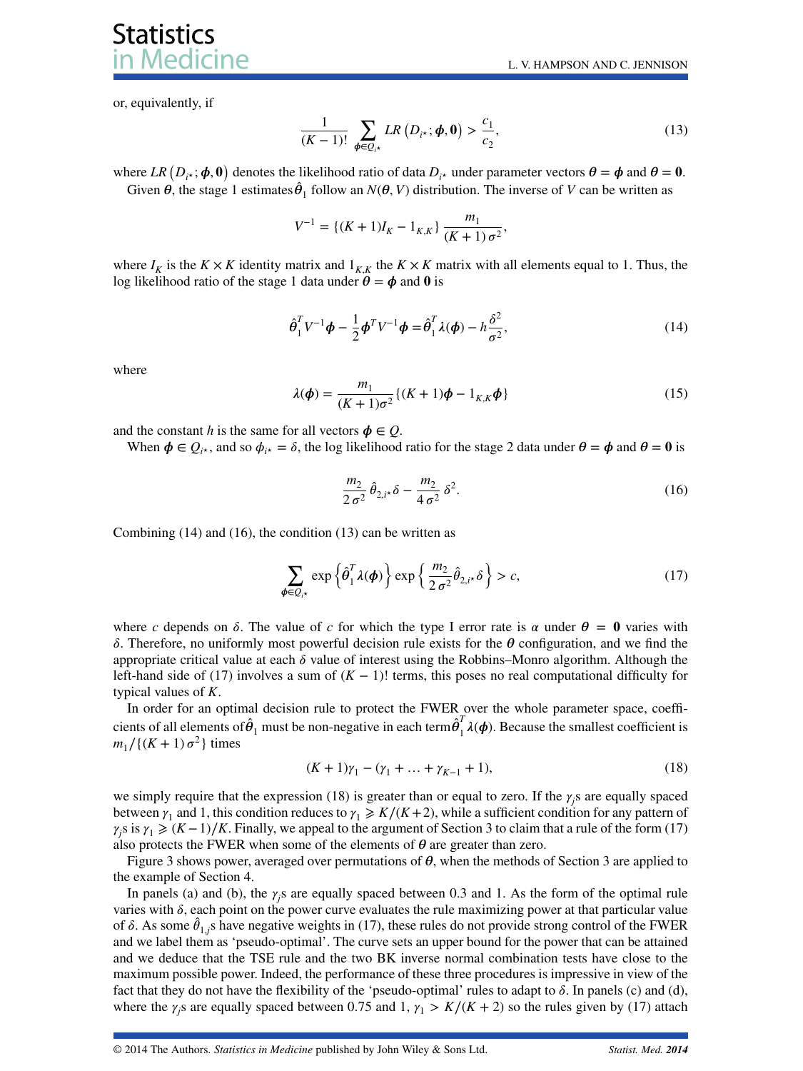or, equivalently, if

$$\frac{1}{(K-1)!} \sum_{\boldsymbol{\phi} \in Q_{i^\star}} LR\left(D_{i^\star}; \boldsymbol{\phi}, \mathbf{0}\right) > \frac{c_1}{c_2}, \tag{13}$$

where $LR\left(D_{i^\star}; \boldsymbol{\phi}, \mathbf{0}\right)$ denotes the likelihood ratio of data $D_{i^\star}$ under parameter vectors $\boldsymbol{\theta} = \boldsymbol{\phi}$ and $\boldsymbol{\theta} = \mathbf{0}$.

Given $\boldsymbol{\theta}$, the stage 1 estimates $\hat{\boldsymbol{\theta}}_1$ follow an $N(\boldsymbol{\theta}, V)$ distribution. The inverse of $V$ can be written as

$$V^{-1} = \{(K+1)I_K - 1_{K,K}\} \frac{m_1}{(K+1)\,\sigma^2},$$

where $I_K$ is the $K \times K$ identity matrix and $1_{K,K}$ the $K \times K$ matrix with all elements equal to 1. Thus, the log likelihood ratio of the stage 1 data under $\boldsymbol{\theta} = \boldsymbol{\phi}$ and $\mathbf{0}$ is

$$\hat{\boldsymbol{\theta}}_1^T V^{-1} \boldsymbol{\phi} - \frac{1}{2} \boldsymbol{\phi}^T V^{-1} \boldsymbol{\phi} = \hat{\boldsymbol{\theta}}_1^T \lambda(\boldsymbol{\phi}) - h \frac{\delta^2}{\sigma^2}, \tag{14}$$

where

$$\lambda(\boldsymbol{\phi}) = \frac{m_1}{(K+1)\sigma^2} \{(K+1)\boldsymbol{\phi} - 1_{K,K}\boldsymbol{\phi}\} \tag{15}$$

and the constant $h$ is the same for all vectors $\boldsymbol{\phi} \in Q$.

When $\boldsymbol{\phi} \in Q_{i^\star}$, and so $\phi_{i^\star} = \delta$, the log likelihood ratio for the stage 2 data under $\boldsymbol{\theta} = \boldsymbol{\phi}$ and $\boldsymbol{\theta} = \mathbf{0}$ is

$$\frac{m_2}{2\,\sigma^2}\,\hat{\theta}_{2,i^\star}\delta - \frac{m_2}{4\,\sigma^2}\,\delta^2. \tag{16}$$

Combining (14) and (16), the condition (13) can be written as

$$\sum_{\boldsymbol{\phi} \in Q_{i^\star}} \exp\left\{\hat{\boldsymbol{\theta}}_1^T \lambda(\boldsymbol{\phi})\right\} \exp\left\{\frac{m_2}{2\,\sigma^2}\hat{\theta}_{2,i^\star}\delta\right\} > c, \tag{17}$$

where $c$ depends on $\delta$. The value of $c$ for which the type I error rate is $\alpha$ under $\boldsymbol{\theta} = \mathbf{0}$ varies with $\delta$. Therefore, no uniformly most powerful decision rule exists for the $\boldsymbol{\theta}$ configuration, and we find the appropriate critical value at each $\delta$ value of interest using the Robbins–Monro algorithm. Although the left-hand side of (17) involves a sum of $(K-1)!$ terms, this poses no real computational difficulty for typical values of $K$.

In order for an optimal decision rule to protect the FWER over the whole parameter space, coefficients of all elements of $\hat{\boldsymbol{\theta}}_1$ must be non-negative in each term $\hat{\boldsymbol{\theta}}_1^T \lambda(\boldsymbol{\phi})$. Because the smallest coefficient is $m_1/\{(K+1)\,\sigma^2\}$ times

$$(K+1)\gamma_1 - (\gamma_1 + \ldots + \gamma_{K-1} + 1), \tag{18}$$

we simply require that the expression (18) is greater than or equal to zero. If the $\gamma_j$s are equally spaced between $\gamma_1$ and 1, this condition reduces to $\gamma_1 \geqslant K/(K+2)$, while a sufficient condition for any pattern of $\gamma_j$s is $\gamma_1 \geqslant (K-1)/K$. Finally, we appeal to the argument of Section 3 to claim that a rule of the form (17) also protects the FWER when some of the elements of $\boldsymbol{\theta}$ are greater than zero.

Figure 3 shows power, averaged over permutations of $\boldsymbol{\theta}$, when the methods of Section 3 are applied to the example of Section 4.

In panels (a) and (b), the $\gamma_j$s are equally spaced between 0.3 and 1. As the form of the optimal rule varies with $\delta$, each point on the power curve evaluates the rule maximizing power at that particular value of $\delta$. As some $\hat{\theta}_{1,j}$s have negative weights in (17), these rules do not provide strong control of the FWER and we label them as 'pseudo-optimal'. The curve sets an upper bound for the power that can be attained and we deduce that the TSE rule and the two BK inverse normal combination tests have close to the maximum possible power. Indeed, the performance of these three procedures is impressive in view of the fact that they do not have the flexibility of the 'pseudo-optimal' rules to adapt to $\delta$. In panels (c) and (d), where the $\gamma_j$s are equally spaced between 0.75 and 1, $\gamma_1 > K/(K+2)$ so the rules given by (17) attach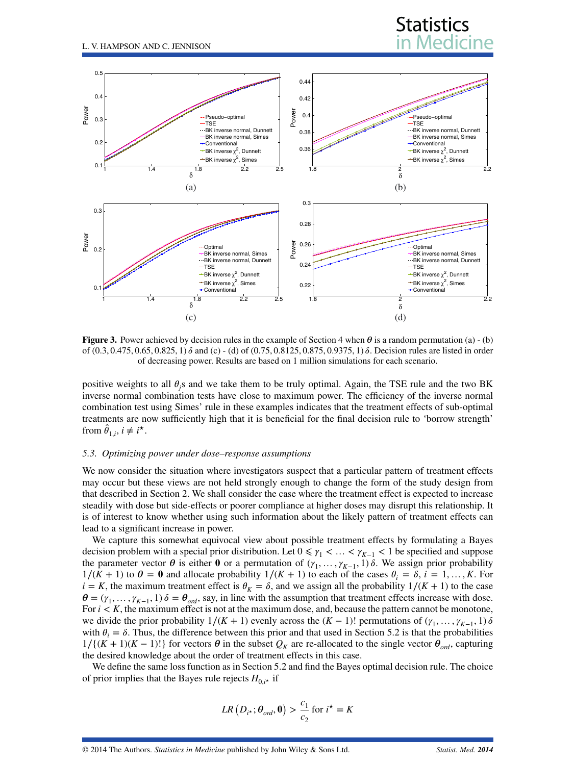**Figure 3.** Power achieved by decision rules in the example of Section 4 when $\boldsymbol{\theta}$ is a random permutation (a) - (b) of $(0.3, 0.475, 0.65, 0.825, 1)\,\delta$ and (c) - (d) of $(0.75, 0.8125, 0.875, 0.9375, 1)\,\delta$. Decision rules are listed in order of decreasing power. Results are based on 1 million simulations for each scenario.

positive weights to all $\theta_j$s and we take them to be truly optimal. Again, the TSE rule and the two BK inverse normal combination tests have close to maximum power. The efficiency of the inverse normal combination test using Simes' rule in these examples indicates that the treatment effects of sub-optimal treatments are now sufficiently high that it is beneficial for the final decision rule to 'borrow strength' from $\hat{\theta}_{1,i}$, $i \neq i^{\star}$.

### *5.3. Optimizing power under dose–response assumptions*

We now consider the situation where investigators suspect that a particular pattern of treatment effects may occur but these views are not held strongly enough to change the form of the study design from that described in Section 2. We shall consider the case where the treatment effect is expected to increase steadily with dose but side-effects or poorer compliance at higher doses may disrupt this relationship. It is of interest to know whether using such information about the likely pattern of treatment effects can lead to a significant increase in power.

We capture this somewhat equivocal view about possible treatment effects by formulating a Bayes decision problem with a special prior distribution. Let $0 \leqslant \gamma_1 < \ldots < \gamma_{K-1} < 1$ be specified and suppose the parameter vector $\boldsymbol{\theta}$ is either $\mathbf{0}$ or a permutation of $(\gamma_1, \ldots, \gamma_{K-1}, 1)\,\delta$. We assign prior probability $1/(K+1)$ to $\boldsymbol{\theta} = \mathbf{0}$ and allocate probability $1/(K+1)$ to each of the cases $\theta_i = \delta$, $i = 1, \ldots, K$. For $i = K$, the maximum treatment effect is $\theta_K = \delta$, and we assign all the probability $1/(K+1)$ to the case $\boldsymbol{\theta} = (\gamma_1, \ldots, \gamma_{K-1}, 1)\,\delta = \boldsymbol{\theta}_{ord}$, say, in line with the assumption that treatment effects increase with dose. For $i < K$, the maximum effect is not at the maximum dose, and, because the pattern cannot be monotone, we divide the prior probability $1/(K+1)$ evenly across the $(K-1)!$ permutations of $(\gamma_1, \ldots, \gamma_{K-1}, 1)\,\delta$ with $\theta_i = \delta$. Thus, the difference between this prior and that used in Section 5.2 is that the probabilities $1/\{(K+1)(K-1)!\}$ for vectors $\boldsymbol{\theta}$ in the subset $Q_K$ are re-allocated to the single vector $\boldsymbol{\theta}_{ord}$, capturing the desired knowledge about the order of treatment effects in this case.

We define the same loss function as in Section 5.2 and find the Bayes optimal decision rule. The choice of prior implies that the Bayes rule rejects $H_{0,i^{\star}}$ if

$$LR\left(D_{i^{\star}}; \boldsymbol{\theta}_{ord}, \mathbf{0}\right) > \frac{c_1}{c_2} \text{ for } i^{\star} = K$$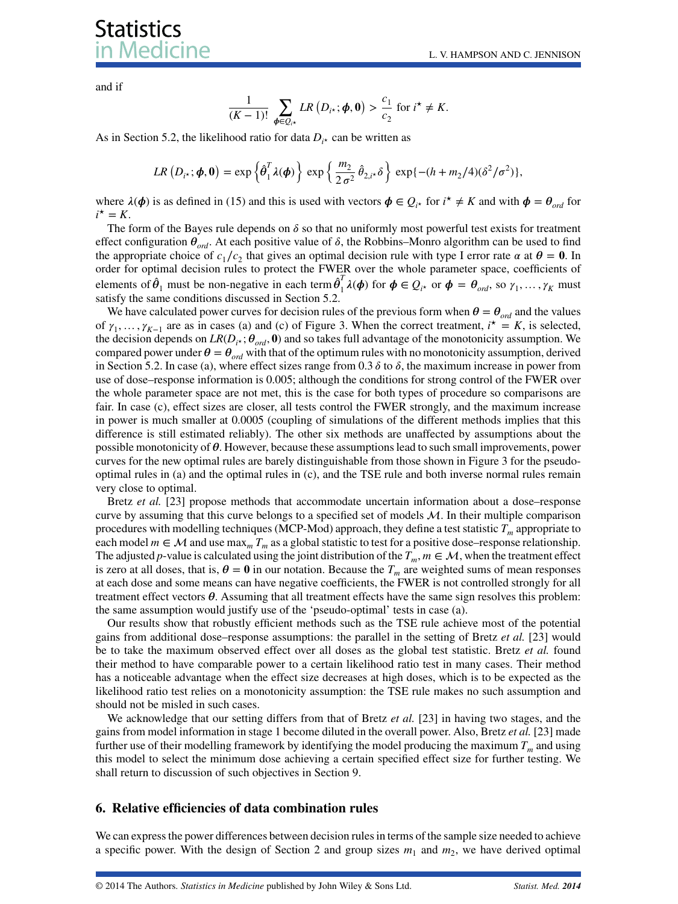and if

$$\frac{1}{(K-1)!} \sum_{\boldsymbol{\phi} \in Q_{i^\star}} LR\left(D_{i^\star}; \boldsymbol{\phi}, \mathbf{0}\right) > \frac{c_1}{c_2} \text{ for } i^\star \neq K.$$

As in Section 5.2, the likelihood ratio for data $D_{i^\star}$ can be written as

$$LR\left(D_{i^\star}; \boldsymbol{\phi}, \mathbf{0}\right) = \exp\left\{\hat{\boldsymbol{\theta}}_1^T \boldsymbol{\lambda}(\boldsymbol{\phi})\right\} \exp\left\{\frac{m_2}{2\sigma^2} \hat{\theta}_{2,i^\star} \delta\right\} \exp\{-(h + m_2/4)(\delta^2/\sigma^2)\},$$

where $\boldsymbol{\lambda}(\boldsymbol{\phi})$ is as defined in (15) and this is used with vectors $\boldsymbol{\phi} \in Q_{i^\star}$ for $i^\star \neq K$ and with $\boldsymbol{\phi} = \boldsymbol{\theta}_{ord}$ for $i^\star = K$.

The form of the Bayes rule depends on $\delta$ so that no uniformly most powerful test exists for treatment effect configuration $\boldsymbol{\theta}_{ord}$. At each positive value of $\delta$, the Robbins–Monro algorithm can be used to find the appropriate choice of $c_1/c_2$ that gives an optimal decision rule with type I error rate $\alpha$ at $\boldsymbol{\theta} = \mathbf{0}$. In order for optimal decision rules to protect the FWER over the whole parameter space, coefficients of elements of $\hat{\boldsymbol{\theta}}_1$ must be non-negative in each term $\hat{\boldsymbol{\theta}}_1^T \boldsymbol{\lambda}(\boldsymbol{\phi})$ for $\boldsymbol{\phi} \in Q_{i^\star}$ or $\boldsymbol{\phi} = \boldsymbol{\theta}_{ord}$, so $\gamma_1, \ldots, \gamma_K$ must satisfy the same conditions discussed in Section 5.2.

We have calculated power curves for decision rules of the previous form when $\boldsymbol{\theta} = \boldsymbol{\theta}_{ord}$ and the values of $\gamma_1, \ldots, \gamma_{K-1}$ are as in cases (a) and (c) of Figure 3. When the correct treatment, $i^\star = K$, is selected, the decision depends on $LR(D_{i^\star}; \boldsymbol{\theta}_{ord}, \mathbf{0})$ and so takes full advantage of the monotonicity assumption. We compared power under $\boldsymbol{\theta} = \boldsymbol{\theta}_{ord}$ with that of the optimum rules with no monotonicity assumption, derived in Section 5.2. In case (a), where effect sizes range from $0.3\,\delta$ to $\delta$, the maximum increase in power from use of dose–response information is 0.005; although the conditions for strong control of the FWER over the whole parameter space are not met, this is the case for both types of procedure so comparisons are fair. In case (c), effect sizes are closer, all tests control the FWER strongly, and the maximum increase in power is much smaller at 0.0005 (coupling of simulations of the different methods implies that this difference is still estimated reliably). The other six methods are unaffected by assumptions about the possible monotonicity of $\boldsymbol{\theta}$. However, because these assumptions lead to such small improvements, power curves for the new optimal rules are barely distinguishable from those shown in Figure 3 for the pseudo-optimal rules in (a) and the optimal rules in (c), and the TSE rule and both inverse normal rules remain very close to optimal.

Bretz *et al.* [23] propose methods that accommodate uncertain information about a dose–response curve by assuming that this curve belongs to a specified set of models $\mathcal{M}$. In their multiple comparison procedures with modelling techniques (MCP-Mod) approach, they define a test statistic $T_m$ appropriate to each model $m \in \mathcal{M}$ and use $\max_m T_m$ as a global statistic to test for a positive dose–response relationship. The adjusted $p$-value is calculated using the joint distribution of the $T_m, m \in \mathcal{M}$, when the treatment effect is zero at all doses, that is, $\boldsymbol{\theta} = \mathbf{0}$ in our notation. Because the $T_m$ are weighted sums of mean responses at each dose and some means can have negative coefficients, the FWER is not controlled strongly for all treatment effect vectors $\boldsymbol{\theta}$. Assuming that all treatment effects have the same sign resolves this problem: the same assumption would justify use of the 'pseudo-optimal' tests in case (a).

Our results show that robustly efficient methods such as the TSE rule achieve most of the potential gains from additional dose–response assumptions: the parallel in the setting of Bretz *et al.* [23] would be to take the maximum observed effect over all doses as the global test statistic. Bretz *et al.* found their method to have comparable power to a certain likelihood ratio test in many cases. Their method has a noticeable advantage when the effect size decreases at high doses, which is to be expected as the likelihood ratio test relies on a monotonicity assumption: the TSE rule makes no such assumption and should not be misled in such cases.

We acknowledge that our setting differs from that of Bretz *et al.* [23] in having two stages, and the gains from model information in stage 1 become diluted in the overall power. Also, Bretz *et al.* [23] made further use of their modelling framework by identifying the model producing the maximum $T_m$ and using this model to select the minimum dose achieving a certain specified effect size for further testing. We shall return to discussion of such objectives in Section 9.

## 6. Relative efficiencies of data combination rules

We can express the power differences between decision rules in terms of the sample size needed to achieve a specific power. With the design of Section 2 and group sizes $m_1$ and $m_2$, we have derived optimal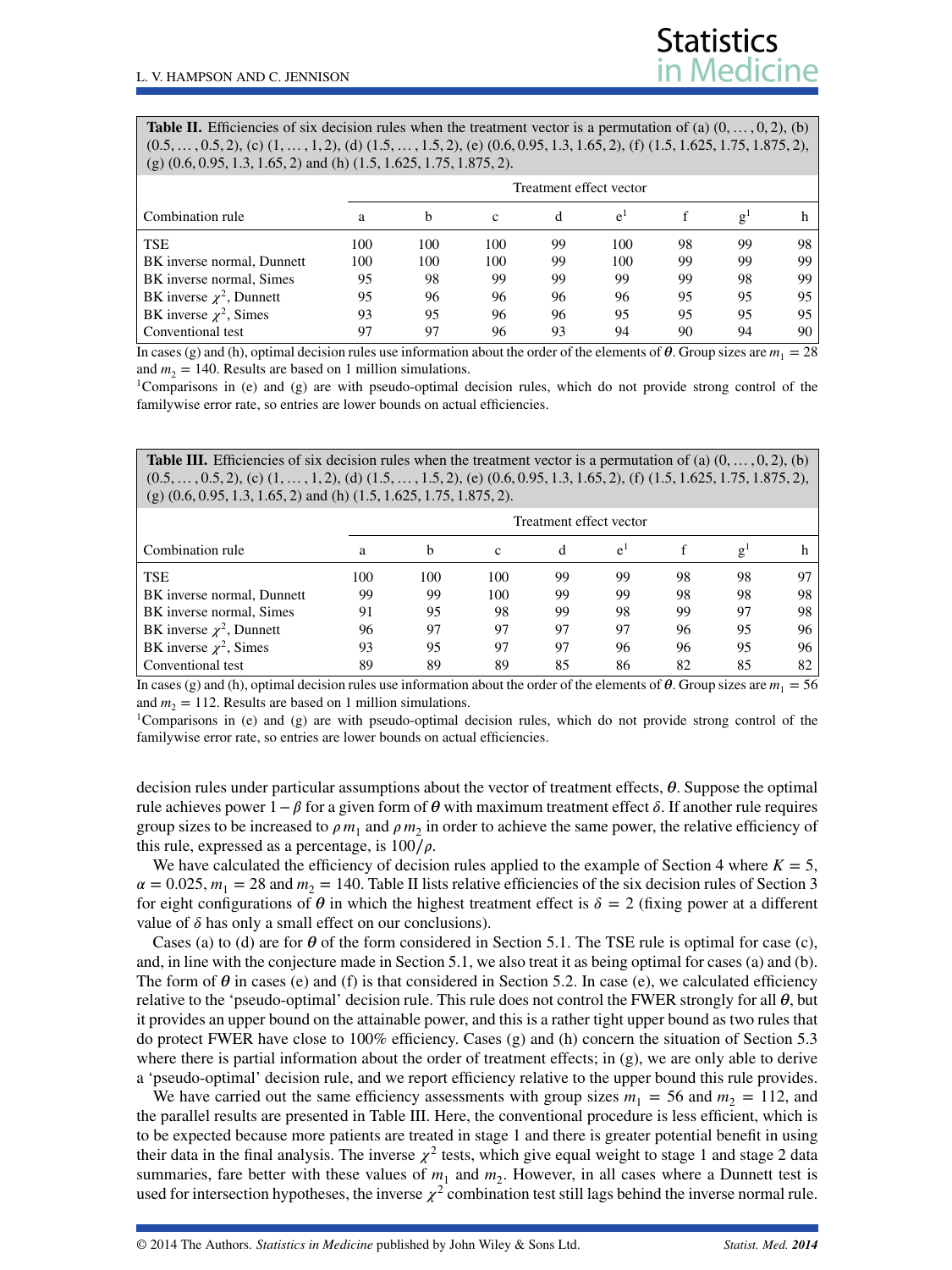**Table II.** Efficiencies of six decision rules when the treatment vector is a permutation of (a) $(0, \ldots, 0, 2)$, (b) $(0.5, \ldots, 0.5, 2)$, (c) $(1, \ldots, 1, 2)$, (d) $(1.5, \ldots, 1.5, 2)$, (e) $(0.6, 0.95, 1.3, 1.65, 2)$, (f) $(1.5, 1.625, 1.75, 1.875, 2)$, (g) $(0.6, 0.95, 1.3, 1.65, 2)$ and (h) $(1.5, 1.625, 1.75, 1.875, 2)$.

| | Treatment effect vector | | | | | | | |
|---|---|---|---|---|---|---|---|---|
| Combination rule | a | b | c | d | e[1] | f | g[1] | h |
| TSE | 100 | 100 | 100 | 99 | 100 | 98 | 99 | 98 |
| BK inverse normal, Dunnett | 100 | 100 | 100 | 99 | 100 | 99 | 99 | 99 |
| BK inverse normal, Simes | 95 | 98 | 99 | 99 | 99 | 99 | 98 | 99 |
| BK inverse $\chi^2$, Dunnett | 95 | 96 | 96 | 96 | 96 | 95 | 95 | 95 |
| BK inverse $\chi^2$, Simes | 93 | 95 | 96 | 96 | 95 | 95 | 95 | 95 |
| Conventional test | 97 | 97 | 96 | 93 | 94 | 90 | 94 | 90 |

In cases (g) and (h), optimal decision rules use information about the order of the elements of $\boldsymbol{\theta}$. Group sizes are $m_1 = 28$ and $m_2 = 140$. Results are based on 1 million simulations.

[1]Comparisons in (e) and (g) are with pseudo-optimal decision rules, which do not provide strong control of the familywise error rate, so entries are lower bounds on actual efficiencies.

**Table III.** Efficiencies of six decision rules when the treatment vector is a permutation of (a) $(0, \ldots, 0, 2)$, (b) $(0.5, \ldots, 0.5, 2)$, (c) $(1, \ldots, 1, 2)$, (d) $(1.5, \ldots, 1.5, 2)$, (e) $(0.6, 0.95, 1.3, 1.65, 2)$, (f) $(1.5, 1.625, 1.75, 1.875, 2)$, (g) $(0.6, 0.95, 1.3, 1.65, 2)$ and (h) $(1.5, 1.625, 1.75, 1.875, 2)$.

| | Treatment effect vector | | | | | | | |
|---|---|---|---|---|---|---|---|---|
| Combination rule | a | b | c | d | e[1] | f | g[1] | h |
| TSE | 100 | 100 | 100 | 99 | 99 | 98 | 98 | 97 |
| BK inverse normal, Dunnett | 99 | 99 | 100 | 99 | 99 | 98 | 98 | 98 |
| BK inverse normal, Simes | 91 | 95 | 98 | 99 | 98 | 99 | 97 | 98 |
| BK inverse $\chi^2$, Dunnett | 96 | 97 | 97 | 97 | 97 | 96 | 95 | 96 |
| BK inverse $\chi^2$, Simes | 93 | 95 | 97 | 97 | 96 | 96 | 95 | 96 |
| Conventional test | 89 | 89 | 89 | 85 | 86 | 82 | 85 | 82 |

In cases (g) and (h), optimal decision rules use information about the order of the elements of $\boldsymbol{\theta}$. Group sizes are $m_1 = 56$ and $m_2 = 112$. Results are based on 1 million simulations.

[1]Comparisons in (e) and (g) are with pseudo-optimal decision rules, which do not provide strong control of the familywise error rate, so entries are lower bounds on actual efficiencies.

decision rules under particular assumptions about the vector of treatment effects, $\boldsymbol{\theta}$. Suppose the optimal rule achieves power $1-\beta$ for a given form of $\boldsymbol{\theta}$ with maximum treatment effect $\delta$. If another rule requires group sizes to be increased to $\rho m_1$ and $\rho m_2$ in order to achieve the same power, the relative efficiency of this rule, expressed as a percentage, is $100/\rho$.

We have calculated the efficiency of decision rules applied to the example of Section 4 where $K = 5$, $\alpha = 0.025$, $m_1 = 28$ and $m_2 = 140$. Table II lists relative efficiencies of the six decision rules of Section 3 for eight configurations of $\boldsymbol{\theta}$ in which the highest treatment effect is $\delta = 2$ (fixing power at a different value of $\delta$ has only a small effect on our conclusions).

Cases (a) to (d) are for $\boldsymbol{\theta}$ of the form considered in Section 5.1. The TSE rule is optimal for case (c), and, in line with the conjecture made in Section 5.1, we also treat it as being optimal for cases (a) and (b). The form of $\boldsymbol{\theta}$ in cases (e) and (f) is that considered in Section 5.2. In case (e), we calculated efficiency relative to the 'pseudo-optimal' decision rule. This rule does not control the FWER strongly for all $\boldsymbol{\theta}$, but it provides an upper bound on the attainable power, and this is a rather tight upper bound as two rules that do protect FWER have close to 100% efficiency. Cases (g) and (h) concern the situation of Section 5.3 where there is partial information about the order of treatment effects; in (g), we are only able to derive a 'pseudo-optimal' decision rule, and we report efficiency relative to the upper bound this rule provides.

We have carried out the same efficiency assessments with group sizes $m_1 = 56$ and $m_2 = 112$, and the parallel results are presented in Table III. Here, the conventional procedure is less efficient, which is to be expected because more patients are treated in stage 1 and there is greater potential benefit in using their data in the final analysis. The inverse $\chi^2$ tests, which give equal weight to stage 1 and stage 2 data summaries, fare better with these values of $m_1$ and $m_2$. However, in all cases where a Dunnett test is used for intersection hypotheses, the inverse $\chi^2$ combination test still lags behind the inverse normal rule.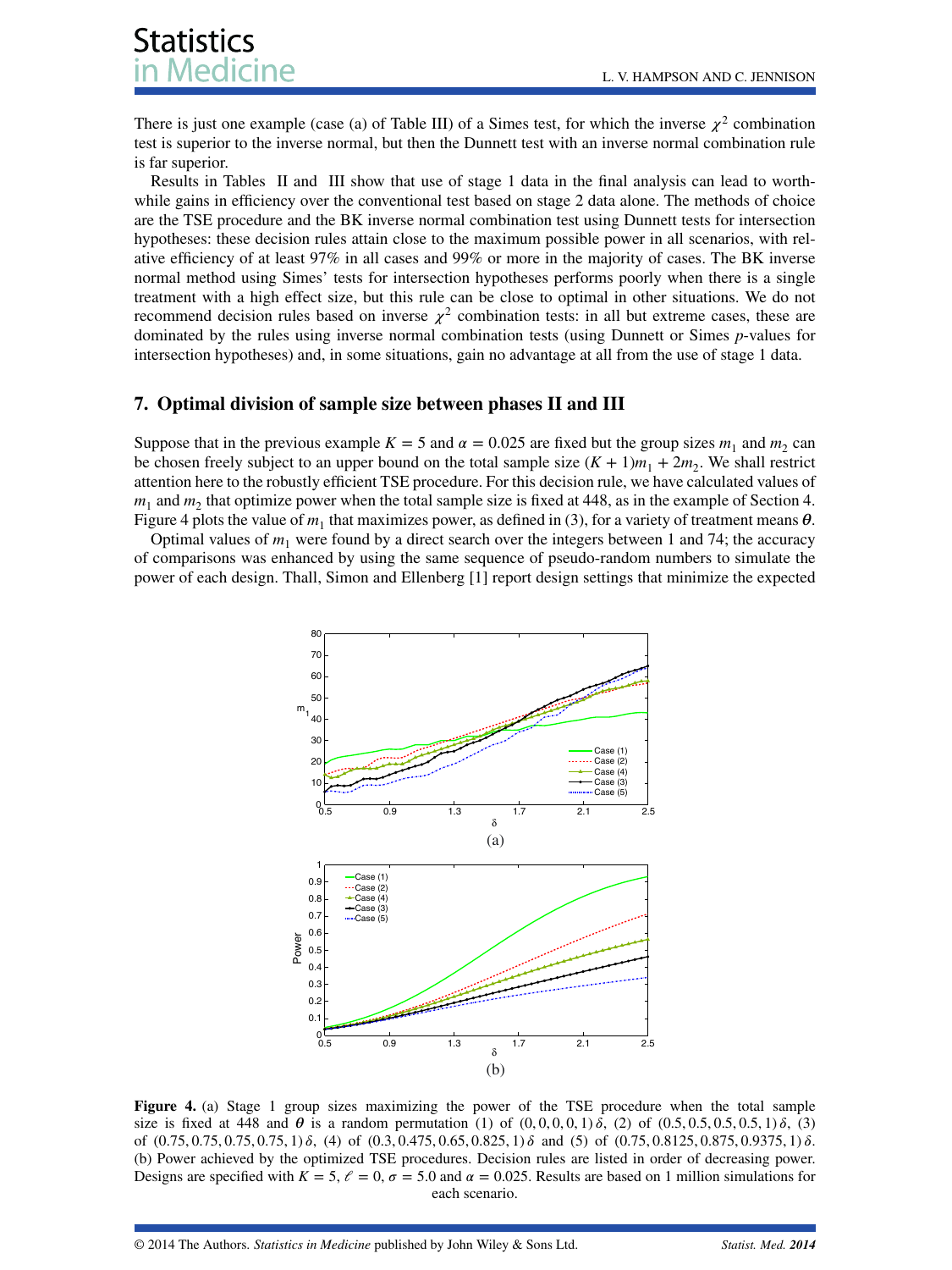There is just one example (case (a) of Table III) of a Simes test, for which the inverse $\chi^2$ combination test is superior to the inverse normal, but then the Dunnett test with an inverse normal combination rule is far superior.

Results in Tables II and III show that use of stage 1 data in the final analysis can lead to worthwhile gains in efficiency over the conventional test based on stage 2 data alone. The methods of choice are the TSE procedure and the BK inverse normal combination test using Dunnett tests for intersection hypotheses: these decision rules attain close to the maximum possible power in all scenarios, with relative efficiency of at least 97% in all cases and 99% or more in the majority of cases. The BK inverse normal method using Simes' tests for intersection hypotheses performs poorly when there is a single treatment with a high effect size, but this rule can be close to optimal in other situations. We do not recommend decision rules based on inverse $\chi^2$ combination tests: in all but extreme cases, these are dominated by the rules using inverse normal combination tests (using Dunnett or Simes $p$-values for intersection hypotheses) and, in some situations, gain no advantage at all from the use of stage 1 data.

## 7. Optimal division of sample size between phases II and III

Suppose that in the previous example $K = 5$ and $\alpha = 0.025$ are fixed but the group sizes $m_1$ and $m_2$ can be chosen freely subject to an upper bound on the total sample size $(K + 1)m_1 + 2m_2$. We shall restrict attention here to the robustly efficient TSE procedure. For this decision rule, we have calculated values of $m_1$ and $m_2$ that optimize power when the total sample size is fixed at 448, as in the example of Section 4. Figure 4 plots the value of $m_1$ that maximizes power, as defined in (3), for a variety of treatment means $\boldsymbol{\theta}$.

Optimal values of $m_1$ were found by a direct search over the integers between 1 and 74; the accuracy of comparisons was enhanced by using the same sequence of pseudo-random numbers to simulate the power of each design. Thall, Simon and Ellenberg [1] report design settings that minimize the expected

**Figure 4.** (a) Stage 1 group sizes maximizing the power of the TSE procedure when the total sample size is fixed at 448 and $\boldsymbol{\theta}$ is a random permutation (1) of $(0, 0, 0, 0, 1)\,\delta$, (2) of $(0.5, 0.5, 0.5, 0.5, 1)\,\delta$, (3) of $(0.75, 0.75, 0.75, 0.75, 1)\,\delta$, (4) of $(0.3, 0.475, 0.65, 0.825, 1)\,\delta$ and (5) of $(0.75, 0.8125, 0.875, 0.9375, 1)\,\delta$. (b) Power achieved by the optimized TSE procedures. Decision rules are listed in order of decreasing power. Designs are specified with $K = 5$, $\ell = 0$, $\sigma = 5.0$ and $\alpha = 0.025$. Results are based on 1 million simulations for each scenario.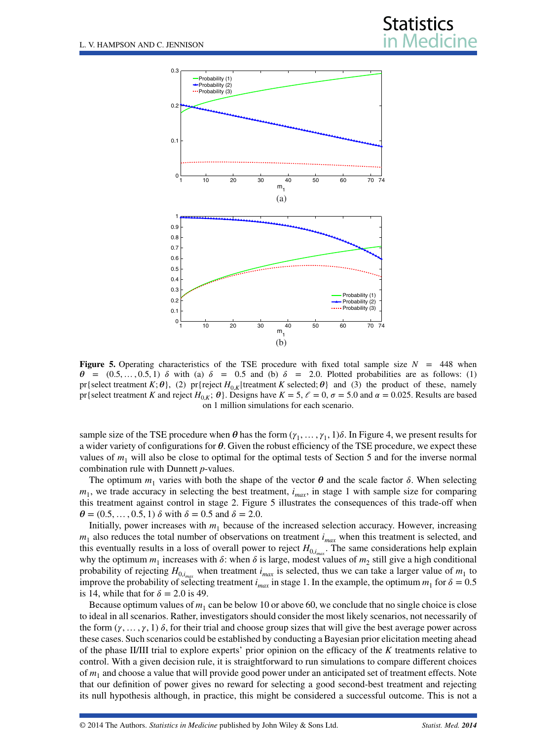Figure 5. Operating characteristics of the TSE procedure with fixed total sample size $N = 448$ when $\boldsymbol{\theta} = (0.5, \ldots, 0.5, 1)\ \delta$ with (a) $\delta = 0.5$ and (b) $\delta = 2.0$. Plotted probabilities are as follows: (1) pr{select treatment $K$; $\boldsymbol{\theta}$}, (2) pr{reject $H_{0,K}$|treatment $K$ selected; $\boldsymbol{\theta}$} and (3) the product of these, namely pr{select treatment $K$ and reject $H_{0,K}$; $\boldsymbol{\theta}$}. Designs have $K = 5$, $\ell = 0$, $\sigma = 5.0$ and $\alpha = 0.025$. Results are based on 1 million simulations for each scenario.

sample size of the TSE procedure when $\boldsymbol{\theta}$ has the form $(\gamma_1, \ldots, \gamma_1, 1)\delta$. In Figure 4, we present results for a wider variety of configurations for $\boldsymbol{\theta}$. Given the robust efficiency of the TSE procedure, we expect these values of $m_1$ will also be close to optimal for the optimal tests of Section 5 and for the inverse normal combination rule with Dunnett $p$-values.

The optimum $m_1$ varies with both the shape of the vector $\boldsymbol{\theta}$ and the scale factor $\delta$. When selecting $m_1$, we trade accuracy in selecting the best treatment, $i_{max}$, in stage 1 with sample size for comparing this treatment against control in stage 2. Figure 5 illustrates the consequences of this trade-off when $\boldsymbol{\theta} = (0.5, \ldots, 0.5, 1)\ \delta$ with $\delta = 0.5$ and $\delta = 2.0$.

Initially, power increases with $m_1$ because of the increased selection accuracy. However, increasing $m_1$ also reduces the total number of observations on treatment $i_{max}$ when this treatment is selected, and this eventually results in a loss of overall power to reject $H_{0,i_{max}}$. The same considerations help explain why the optimum $m_1$ increases with $\delta$: when $\delta$ is large, modest values of $m_2$ still give a high conditional probability of rejecting $H_{0,i_{max}}$ when treatment $i_{max}$ is selected, thus we can take a larger value of $m_1$ to improve the probability of selecting treatment $i_{max}$ in stage 1. In the example, the optimum $m_1$ for $\delta = 0.5$ is 14, while that for $\delta = 2.0$ is 49.

Because optimum values of $m_1$ can be below 10 or above 60, we conclude that no single choice is close to ideal in all scenarios. Rather, investigators should consider the most likely scenarios, not necessarily of the form $(\gamma, \ldots, \gamma, 1)\ \delta$, for their trial and choose group sizes that will give the best average power across these cases. Such scenarios could be established by conducting a Bayesian prior elicitation meeting ahead of the phase II/III trial to explore experts' prior opinion on the efficacy of the $K$ treatments relative to control. With a given decision rule, it is straightforward to run simulations to compare different choices of $m_1$ and choose a value that will provide good power under an anticipated set of treatment effects. Note that our definition of power gives no reward for selecting a good second-best treatment and rejecting its null hypothesis although, in practice, this might be considered a successful outcome. This is not a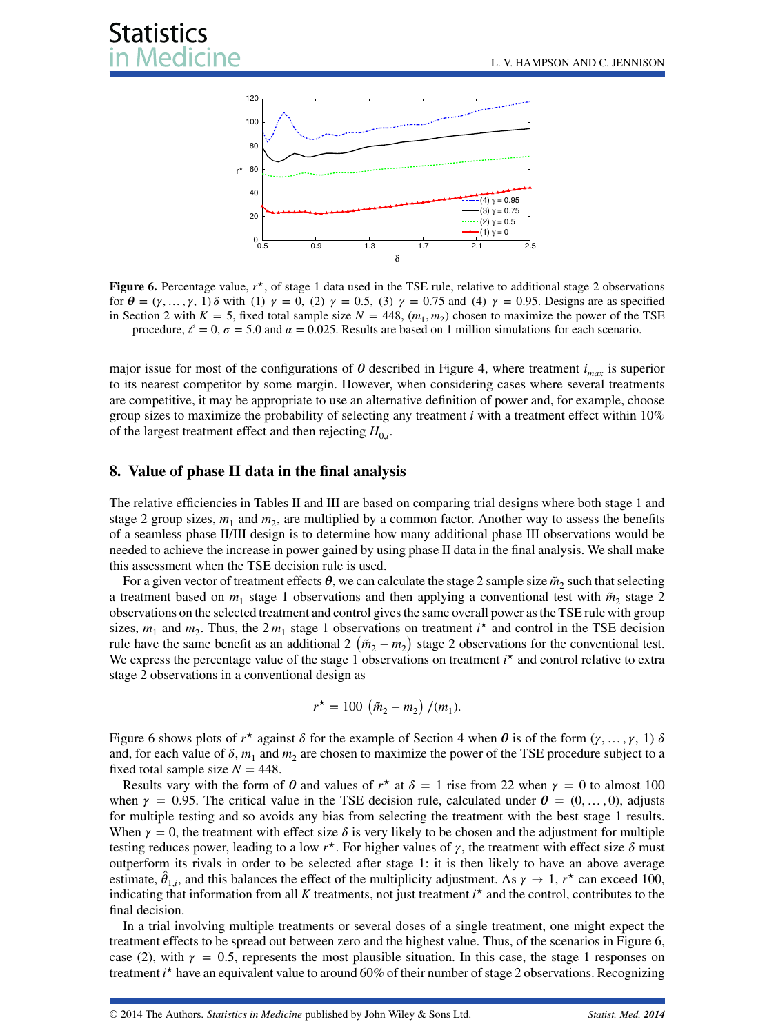**Figure 6.** Percentage value, $r^\star$, of stage 1 data used in the TSE rule, relative to additional stage 2 observations for $\boldsymbol{\theta} = (\gamma, \ldots, \gamma, 1)\,\delta$ with (1) $\gamma = 0$, (2) $\gamma = 0.5$, (3) $\gamma = 0.75$ and (4) $\gamma = 0.95$. Designs are as specified in Section 2 with $K = 5$, fixed total sample size $N = 448$, $(m_1, m_2)$ chosen to maximize the power of the TSE procedure, $\ell = 0$, $\sigma = 5.0$ and $\alpha = 0.025$. Results are based on 1 million simulations for each scenario.

major issue for most of the configurations of $\boldsymbol{\theta}$ described in Figure 4, where treatment $i_{max}$ is superior to its nearest competitor by some margin. However, when considering cases where several treatments are competitive, it may be appropriate to use an alternative definition of power and, for example, choose group sizes to maximize the probability of selecting any treatment $i$ with a treatment effect within 10% of the largest treatment effect and then rejecting $H_{0,i}$.

## 8. Value of phase II data in the final analysis

The relative efficiencies in Tables II and III are based on comparing trial designs where both stage 1 and stage 2 group sizes, $m_1$ and $m_2$, are multiplied by a common factor. Another way to assess the benefits of a seamless phase II/III design is to determine how many additional phase III observations would be needed to achieve the increase in power gained by using phase II data in the final analysis. We shall make this assessment when the TSE decision rule is used.

For a given vector of treatment effects $\boldsymbol{\theta}$, we can calculate the stage 2 sample size $\tilde{m}_2$ such that selecting a treatment based on $m_1$ stage 1 observations and then applying a conventional test with $\tilde{m}_2$ stage 2 observations on the selected treatment and control gives the same overall power as the TSE rule with group sizes, $m_1$ and $m_2$. Thus, the $2\,m_1$ stage 1 observations on treatment $i^\star$ and control in the TSE decision rule have the same benefit as an additional $2\,(\tilde{m}_2 - m_2)$ stage 2 observations for the conventional test. We express the percentage value of the stage 1 observations on treatment $i^\star$ and control relative to extra stage 2 observations in a conventional design as

$$r^\star = 100\,(\tilde{m}_2 - m_2)\,/(m_1).$$

Figure 6 shows plots of $r^\star$ against $\delta$ for the example of Section 4 when $\boldsymbol{\theta}$ is of the form $(\gamma, \ldots, \gamma, 1)\,\delta$ and, for each value of $\delta$, $m_1$ and $m_2$ are chosen to maximize the power of the TSE procedure subject to a fixed total sample size $N = 448$.

Results vary with the form of $\boldsymbol{\theta}$ and values of $r^\star$ at $\delta = 1$ rise from 22 when $\gamma = 0$ to almost 100 when $\gamma = 0.95$. The critical value in the TSE decision rule, calculated under $\boldsymbol{\theta} = (0, \ldots, 0)$, adjusts for multiple testing and so avoids any bias from selecting the treatment with the best stage 1 results. When $\gamma = 0$, the treatment with effect size $\delta$ is very likely to be chosen and the adjustment for multiple testing reduces power, leading to a low $r^\star$. For higher values of $\gamma$, the treatment with effect size $\delta$ must outperform its rivals in order to be selected after stage 1: it is then likely to have an above average estimate, $\hat{\theta}_{1,i}$, and this balances the effect of the multiplicity adjustment. As $\gamma \to 1$, $r^\star$ can exceed 100, indicating that information from all $K$ treatments, not just treatment $i^\star$ and the control, contributes to the final decision.

In a trial involving multiple treatments or several doses of a single treatment, one might expect the treatment effects to be spread out between zero and the highest value. Thus, of the scenarios in Figure 6, case (2), with $\gamma = 0.5$, represents the most plausible situation. In this case, the stage 1 responses on treatment $i^\star$ have an equivalent value to around 60% of their number of stage 2 observations. Recognizing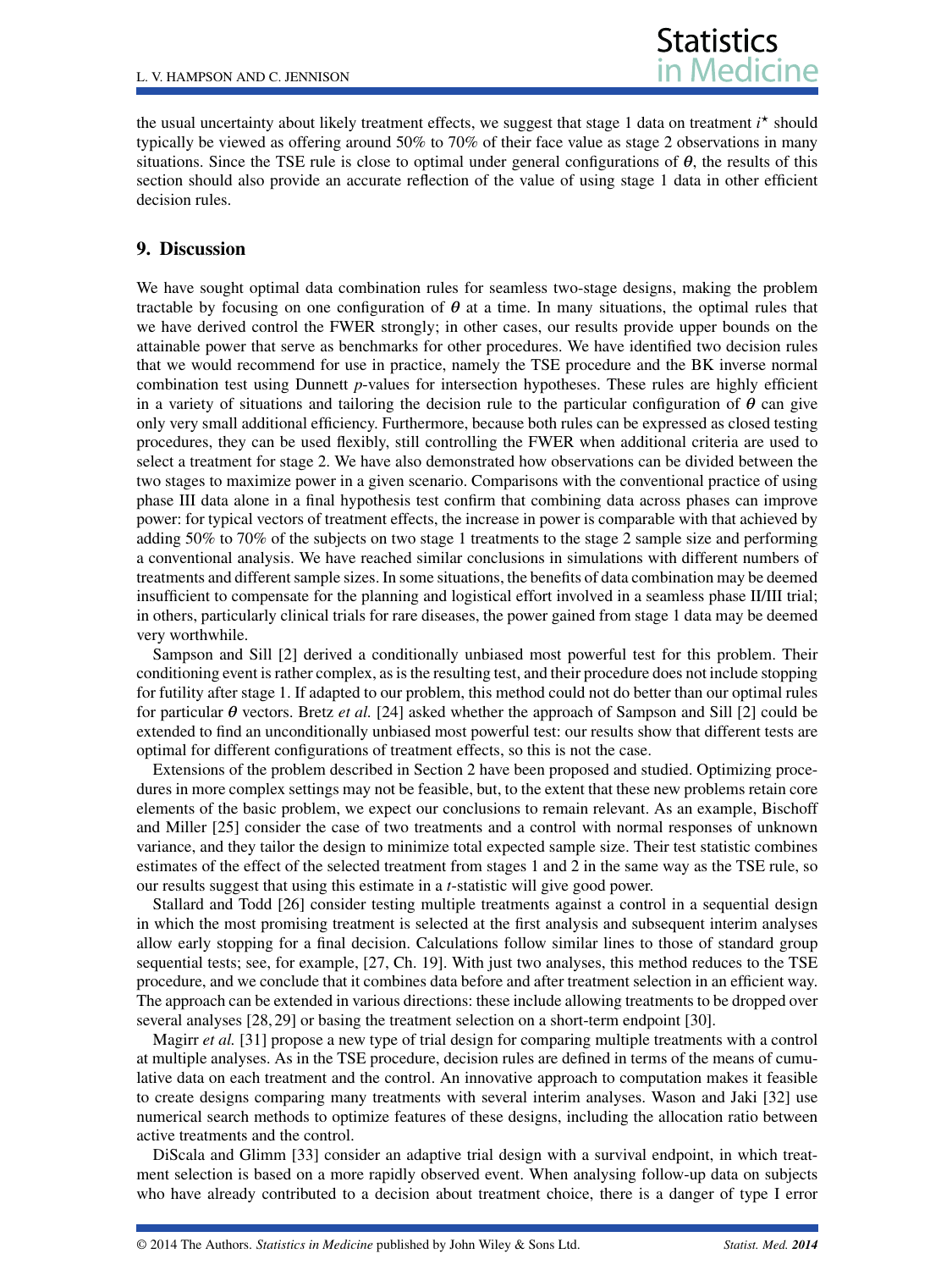the usual uncertainty about likely treatment effects, we suggest that stage 1 data on treatment $i^{\star}$ should typically be viewed as offering around 50% to 70% of their face value as stage 2 observations in many situations. Since the TSE rule is close to optimal under general configurations of $\boldsymbol{\theta}$, the results of this section should also provide an accurate reflection of the value of using stage 1 data in other efficient decision rules.

## 9. Discussion

We have sought optimal data combination rules for seamless two-stage designs, making the problem tractable by focusing on one configuration of $\boldsymbol{\theta}$ at a time. In many situations, the optimal rules that we have derived control the FWER strongly; in other cases, our results provide upper bounds on the attainable power that serve as benchmarks for other procedures. We have identified two decision rules that we would recommend for use in practice, namely the TSE procedure and the BK inverse normal combination test using Dunnett $p$-values for intersection hypotheses. These rules are highly efficient in a variety of situations and tailoring the decision rule to the particular configuration of $\boldsymbol{\theta}$ can give only very small additional efficiency. Furthermore, because both rules can be expressed as closed testing procedures, they can be used flexibly, still controlling the FWER when additional criteria are used to select a treatment for stage 2. We have also demonstrated how observations can be divided between the two stages to maximize power in a given scenario. Comparisons with the conventional practice of using phase III data alone in a final hypothesis test confirm that combining data across phases can improve power: for typical vectors of treatment effects, the increase in power is comparable with that achieved by adding 50% to 70% of the subjects on two stage 1 treatments to the stage 2 sample size and performing a conventional analysis. We have reached similar conclusions in simulations with different numbers of treatments and different sample sizes. In some situations, the benefits of data combination may be deemed insufficient to compensate for the planning and logistical effort involved in a seamless phase II/III trial; in others, particularly clinical trials for rare diseases, the power gained from stage 1 data may be deemed very worthwhile.

Sampson and Sill [2] derived a conditionally unbiased most powerful test for this problem. Their conditioning event is rather complex, as is the resulting test, and their procedure does not include stopping for futility after stage 1. If adapted to our problem, this method could not do better than our optimal rules for particular $\boldsymbol{\theta}$ vectors. Bretz *et al.* [24] asked whether the approach of Sampson and Sill [2] could be extended to find an unconditionally unbiased most powerful test: our results show that different tests are optimal for different configurations of treatment effects, so this is not the case.

Extensions of the problem described in Section 2 have been proposed and studied. Optimizing procedures in more complex settings may not be feasible, but, to the extent that these new problems retain core elements of the basic problem, we expect our conclusions to remain relevant. As an example, Bischoff and Miller [25] consider the case of two treatments and a control with normal responses of unknown variance, and they tailor the design to minimize total expected sample size. Their test statistic combines estimates of the effect of the selected treatment from stages 1 and 2 in the same way as the TSE rule, so our results suggest that using this estimate in a $t$-statistic will give good power.

Stallard and Todd [26] consider testing multiple treatments against a control in a sequential design in which the most promising treatment is selected at the first analysis and subsequent interim analyses allow early stopping for a final decision. Calculations follow similar lines to those of standard group sequential tests; see, for example, [27, Ch. 19]. With just two analyses, this method reduces to the TSE procedure, and we conclude that it combines data before and after treatment selection in an efficient way. The approach can be extended in various directions: these include allowing treatments to be dropped over several analyses [28, 29] or basing the treatment selection on a short-term endpoint [30].

Magirr *et al.* [31] propose a new type of trial design for comparing multiple treatments with a control at multiple analyses. As in the TSE procedure, decision rules are defined in terms of the means of cumulative data on each treatment and the control. An innovative approach to computation makes it feasible to create designs comparing many treatments with several interim analyses. Wason and Jaki [32] use numerical search methods to optimize features of these designs, including the allocation ratio between active treatments and the control.

DiScala and Glimm [33] consider an adaptive trial design with a survival endpoint, in which treatment selection is based on a more rapidly observed event. When analysing follow-up data on subjects who have already contributed to a decision about treatment choice, there is a danger of type I error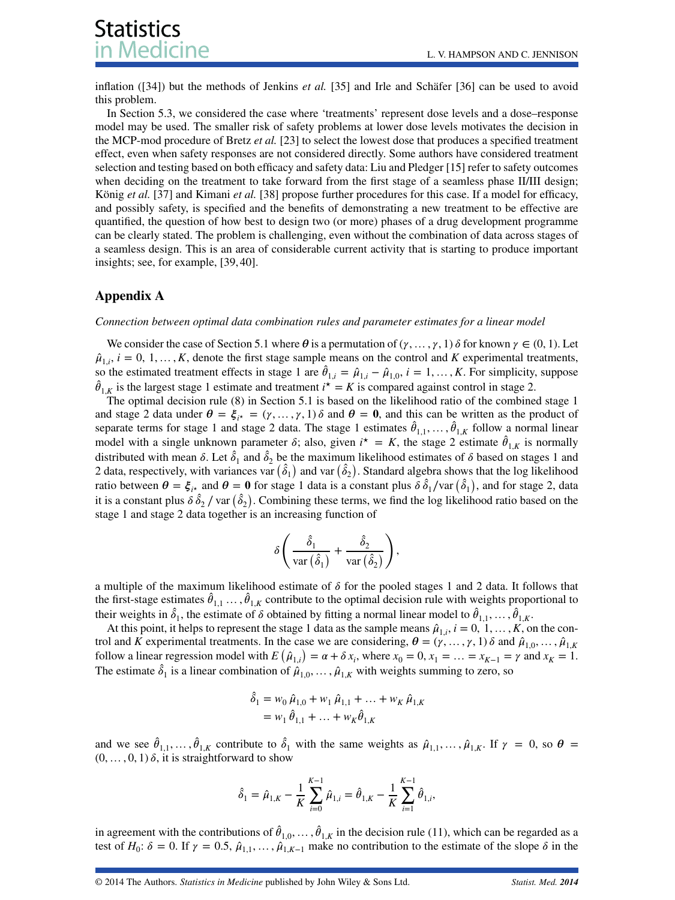inflation ([34]) but the methods of Jenkins *et al.* [35] and Irle and Schäfer [36] can be used to avoid this problem.

In Section 5.3, we considered the case where 'treatments' represent dose levels and a dose–response model may be used. The smaller risk of safety problems at lower dose levels motivates the decision in the MCP-mod procedure of Bretz *et al.* [23] to select the lowest dose that produces a specified treatment effect, even when safety responses are not considered directly. Some authors have considered treatment selection and testing based on both efficacy and safety data: Liu and Pledger [15] refer to safety outcomes when deciding on the treatment to take forward from the first stage of a seamless phase II/III design; König *et al.* [37] and Kimani *et al.* [38] propose further procedures for this case. If a model for efficacy, and possibly safety, is specified and the benefits of demonstrating a new treatment to be effective are quantified, the question of how best to design two (or more) phases of a drug development programme can be clearly stated. The problem is challenging, even without the combination of data across stages of a seamless design. This is an area of considerable current activity that is starting to produce important insights; see, for example, [39, 40].

## Appendix A

*Connection between optimal data combination rules and parameter estimates for a linear model*

We consider the case of Section 5.1 where $\boldsymbol{\theta}$ is a permutation of $(\gamma, \ldots, \gamma, 1)\,\delta$ for known $\gamma \in (0, 1)$. Let $\hat{\mu}_{1,i}$, $i = 0, 1, \ldots, K$, denote the first stage sample means on the control and $K$ experimental treatments, so the estimated treatment effects in stage 1 are $\hat{\theta}_{1,i} = \hat{\mu}_{1,i} - \hat{\mu}_{1,0}$, $i = 1, \ldots, K$. For simplicity, suppose $\hat{\theta}_{1,K}$ is the largest stage 1 estimate and treatment $i^\star = K$ is compared against control in stage 2.

The optimal decision rule (8) in Section 5.1 is based on the likelihood ratio of the combined stage 1 and stage 2 data under $\boldsymbol{\theta} = \boldsymbol{\xi}_{i^\star} = (\gamma, \ldots, \gamma, 1)\,\delta$ and $\boldsymbol{\theta} = \mathbf{0}$, and this can be written as the product of separate terms for stage 1 and stage 2 data. The stage 1 estimates $\hat{\theta}_{1,1}, \ldots, \hat{\theta}_{1,K}$ follow a normal linear model with a single unknown parameter $\delta$; also, given $i^\star = K$, the stage 2 estimate $\hat{\theta}_{1,K}$ is normally distributed with mean $\delta$. Let $\hat{\delta}_1$ and $\hat{\delta}_2$ be the maximum likelihood estimates of $\delta$ based on stages 1 and 2 data, respectively, with variances $\mathrm{var}\left(\hat{\delta}_1\right)$ and $\mathrm{var}\left(\hat{\delta}_2\right)$. Standard algebra shows that the log likelihood ratio between $\boldsymbol{\theta} = \boldsymbol{\xi}_{i^\star}$ and $\boldsymbol{\theta} = \mathbf{0}$ for stage 1 data is a constant plus $\delta\,\hat{\delta}_1/\mathrm{var}\left(\hat{\delta}_1\right)$, and for stage 2, data it is a constant plus $\delta\,\hat{\delta}_2\,/\,\mathrm{var}\left(\hat{\delta}_2\right)$. Combining these terms, we find the log likelihood ratio based on the stage 1 and stage 2 data together is an increasing function of

$$\delta\left(\frac{\hat{\delta}_1}{\mathrm{var}\left(\hat{\delta}_1\right)} + \frac{\hat{\delta}_2}{\mathrm{var}\left(\hat{\delta}_2\right)}\right),$$

a multiple of the maximum likelihood estimate of $\delta$ for the pooled stages 1 and 2 data. It follows that the first-stage estimates $\hat{\theta}_{1,1} \ldots, \hat{\theta}_{1,K}$ contribute to the optimal decision rule with weights proportional to their weights in $\hat{\delta}_1$, the estimate of $\delta$ obtained by fitting a normal linear model to $\hat{\theta}_{1,1}, \ldots, \hat{\theta}_{1,K}$.

At this point, it helps to represent the stage 1 data as the sample means $\hat{\mu}_{1,i}$, $i = 0, 1, \ldots, K$, on the control and $K$ experimental treatments. In the case we are considering, $\boldsymbol{\theta} = (\gamma, \ldots, \gamma, 1)\,\delta$ and $\hat{\mu}_{1,0}, \ldots, \hat{\mu}_{1,K}$ follow a linear regression model with $E\left(\hat{\mu}_{1,i}\right) = \alpha + \delta\, x_i$, where $x_0 = 0$, $x_1 = \ldots = x_{K-1} = \gamma$ and $x_K = 1$. The estimate $\hat{\delta}_1$ is a linear combination of $\hat{\mu}_{1,0}, \ldots, \hat{\mu}_{1,K}$ with weights summing to zero, so

$$\begin{aligned}\hat{\delta}_1 &= w_0\,\hat{\mu}_{1,0} + w_1\,\hat{\mu}_{1,1} + \ldots + w_K\,\hat{\mu}_{1,K}\\ &= w_1\,\hat{\theta}_{1,1} + \ldots + w_K\hat{\theta}_{1,K}\end{aligned}$$

and we see $\hat{\theta}_{1,1}, \ldots, \hat{\theta}_{1,K}$ contribute to $\hat{\delta}_1$ with the same weights as $\hat{\mu}_{1,1}, \ldots, \hat{\mu}_{1,K}$. If $\gamma = 0$, so $\boldsymbol{\theta} = (0, \ldots, 0, 1)\,\delta$, it is straightforward to show

$$\hat{\delta}_1 = \hat{\mu}_{1,K} - \frac{1}{K}\sum_{i=0}^{K-1}\hat{\mu}_{1,i} = \hat{\theta}_{1,K} - \frac{1}{K}\sum_{i=1}^{K-1}\hat{\theta}_{1,i},$$

in agreement with the contributions of $\hat{\theta}_{1,0}, \ldots, \hat{\theta}_{1,K}$ in the decision rule (11), which can be regarded as a test of $H_0$: $\delta = 0$. If $\gamma = 0.5$, $\hat{\mu}_{1,1}, \ldots, \hat{\mu}_{1,K-1}$ make no contribution to the estimate of the slope $\delta$ in the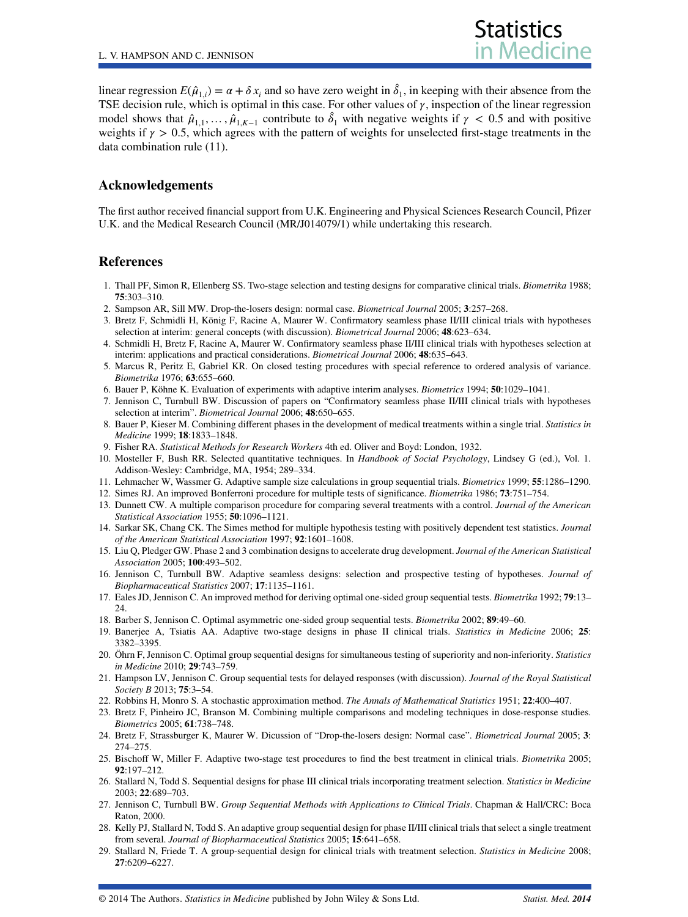linear regression $E(\hat{\mu}_{1,i}) = \alpha + \delta\, x_i$ and so have zero weight in $\hat{\delta}_1$, in keeping with their absence from the TSE decision rule, which is optimal in this case. For other values of $\gamma$, inspection of the linear regression model shows that $\hat{\mu}_{1,1}, \ldots, \hat{\mu}_{1,K-1}$ contribute to $\hat{\delta}_1$ with negative weights if $\gamma < 0.5$ and with positive weights if $\gamma > 0.5$, which agrees with the pattern of weights for unselected first-stage treatments in the data combination rule (11).

## Acknowledgements

The first author received financial support from U.K. Engineering and Physical Sciences Research Council, Pfizer U.K. and the Medical Research Council (MR/J014079/1) while undertaking this research.

## References

1. Thall PF, Simon R, Ellenberg SS. Two-stage selection and testing designs for comparative clinical trials. *Biometrika* 1988; **75**:303–310.
2. Sampson AR, Sill MW. Drop-the-losers design: normal case. *Biometrical Journal* 2005; **3**:257–268.
3. Bretz F, Schmidli H, König F, Racine A, Maurer W. Confirmatory seamless phase II/III clinical trials with hypotheses selection at interim: general concepts (with discussion). *Biometrical Journal* 2006; **48**:623–634.
4. Schmidli H, Bretz F, Racine A, Maurer W. Confirmatory seamless phase II/III clinical trials with hypotheses selection at interim: applications and practical considerations. *Biometrical Journal* 2006; **48**:635–643.
5. Marcus R, Peritz E, Gabriel KR. On closed testing procedures with special reference to ordered analysis of variance. *Biometrika* 1976; **63**:655–660.
6. Bauer P, Köhne K. Evaluation of experiments with adaptive interim analyses. *Biometrics* 1994; **50**:1029–1041.
7. Jennison C, Turnbull BW. Discussion of papers on "Confirmatory seamless phase II/III clinical trials with hypotheses selection at interim". *Biometrical Journal* 2006; **48**:650–655.
8. Bauer P, Kieser M. Combining different phases in the development of medical treatments within a single trial. *Statistics in Medicine* 1999; **18**:1833–1848.
9. Fisher RA. *Statistical Methods for Research Workers* 4th ed. Oliver and Boyd: London, 1932.
10. Mosteller F, Bush RR. Selected quantitative techniques. In *Handbook of Social Psychology*, Lindsey G (ed.), Vol. 1. Addison-Wesley: Cambridge, MA, 1954; 289–334.
11. Lehmacher W, Wassmer G. Adaptive sample size calculations in group sequential trials. *Biometrics* 1999; **55**:1286–1290.
12. Simes RJ. An improved Bonferroni procedure for multiple tests of significance. *Biometrika* 1986; **73**:751–754.
13. Dunnett CW. A multiple comparison procedure for comparing several treatments with a control. *Journal of the American Statistical Association* 1955; **50**:1096–1121.
14. Sarkar SK, Chang CK. The Simes method for multiple hypothesis testing with positively dependent test statistics. *Journal of the American Statistical Association* 1997; **92**:1601–1608.
15. Liu Q, Pledger GW. Phase 2 and 3 combination designs to accelerate drug development. *Journal of the American Statistical Association* 2005; **100**:493–502.
16. Jennison C, Turnbull BW. Adaptive seamless designs: selection and prospective testing of hypotheses. *Journal of Biopharmaceutical Statistics* 2007; **17**:1135–1161.
17. Eales JD, Jennison C. An improved method for deriving optimal one-sided group sequential tests. *Biometrika* 1992; **79**:13–24.
18. Barber S, Jennison C. Optimal asymmetric one-sided group sequential tests. *Biometrika* 2002; **89**:49–60.
19. Banerjee A, Tsiatis AA. Adaptive two-stage designs in phase II clinical trials. *Statistics in Medicine* 2006; **25**: 3382–3395.
20. Öhrn F, Jennison C. Optimal group sequential designs for simultaneous testing of superiority and non-inferiority. *Statistics in Medicine* 2010; **29**:743–759.
21. Hampson LV, Jennison C. Group sequential tests for delayed responses (with discussion). *Journal of the Royal Statistical Society B* 2013; **75**:3–54.
22. Robbins H, Monro S. A stochastic approximation method. *The Annals of Mathematical Statistics* 1951; **22**:400–407.
23. Bretz F, Pinheiro JC, Branson M. Combining multiple comparisons and modeling techniques in dose-response studies. *Biometrics* 2005; **61**:738–748.
24. Bretz F, Strassburger K, Maurer W. Dicussion of "Drop-the-losers design: Normal case". *Biometrical Journal* 2005; **3**: 274–275.
25. Bischoff W, Miller F. Adaptive two-stage test procedures to find the best treatment in clinical trials. *Biometrika* 2005; **92**:197–212.
26. Stallard N, Todd S. Sequential designs for phase III clinical trials incorporating treatment selection. *Statistics in Medicine* 2003; **22**:689–703.
27. Jennison C, Turnbull BW. *Group Sequential Methods with Applications to Clinical Trials*. Chapman & Hall/CRC: Boca Raton, 2000.
28. Kelly PJ, Stallard N, Todd S. An adaptive group sequential design for phase II/III clinical trials that select a single treatment from several. *Journal of Biopharmaceutical Statistics* 2005; **15**:641–658.
29. Stallard N, Friede T. A group-sequential design for clinical trials with treatment selection. *Statistics in Medicine* 2008; **27**:6209–6227.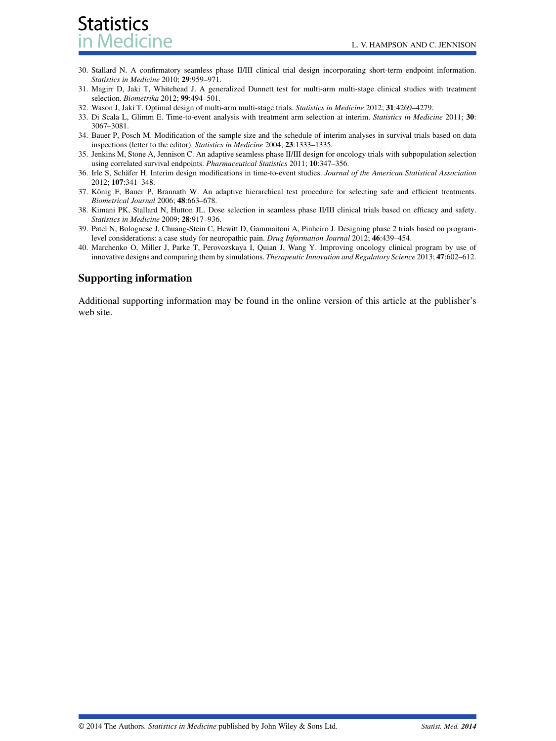30. Stallard N. A confirmatory seamless phase II/III clinical trial design incorporating short-term endpoint information. *Statistics in Medicine* 2010; **29**:959–971.
31. Magirr D, Jaki T, Whitehead J. A generalized Dunnett test for multi-arm multi-stage clinical studies with treatment selection. *Biometrika* 2012; **99**:494–501.
32. Wason J, Jaki T. Optimal design of multi-arm multi-stage trials. *Statistics in Medicine* 2012; **31**:4269–4279.
33. Di Scala L, Glimm E. Time-to-event analysis with treatment arm selection at interim. *Statistics in Medicine* 2011; **30**: 3067–3081.
34. Bauer P, Posch M. Modification of the sample size and the schedule of interim analyses in survival trials based on data inspections (letter to the editor). *Statistics in Medicine* 2004; **23**:1333–1335.
35. Jenkins M, Stone A, Jennison C. An adaptive seamless phase II/III design for oncology trials with subpopulation selection using correlated survival endpoints. *Pharmaceutical Statistics* 2011; **10**:347–356.
36. Irle S, Schäfer H. Interim design modifications in time-to-event studies. *Journal of the American Statistical Association* 2012; **107**:341–348.
37. König F, Bauer P, Brannath W. An adaptive hierarchical test procedure for selecting safe and efficient treatments. *Biometrical Journal* 2006; **48**:663–678.
38. Kimani PK, Stallard N, Hutton JL. Dose selection in seamless phase II/III clinical trials based on efficacy and safety. *Statistics in Medicine* 2009; **28**:917–936.
39. Patel N, Bolognese J, Chuang-Stein C, Hewitt D, Gammaitoni A, Pinheiro J. Designing phase 2 trials based on program-level considerations: a case study for neuropathic pain. *Drug Information Journal* 2012; **46**:439–454.
40. Marchenko O, Miller J, Parke T, Perovozskaya I, Quian J, Wang Y. Improving oncology clinical program by use of innovative designs and comparing them by simulations. *Therapeutic Innovation and Regulatory Science* 2013; **47**:602–612.

## Supporting information

Additional supporting information may be found in the online version of this article at the publisher's web site.